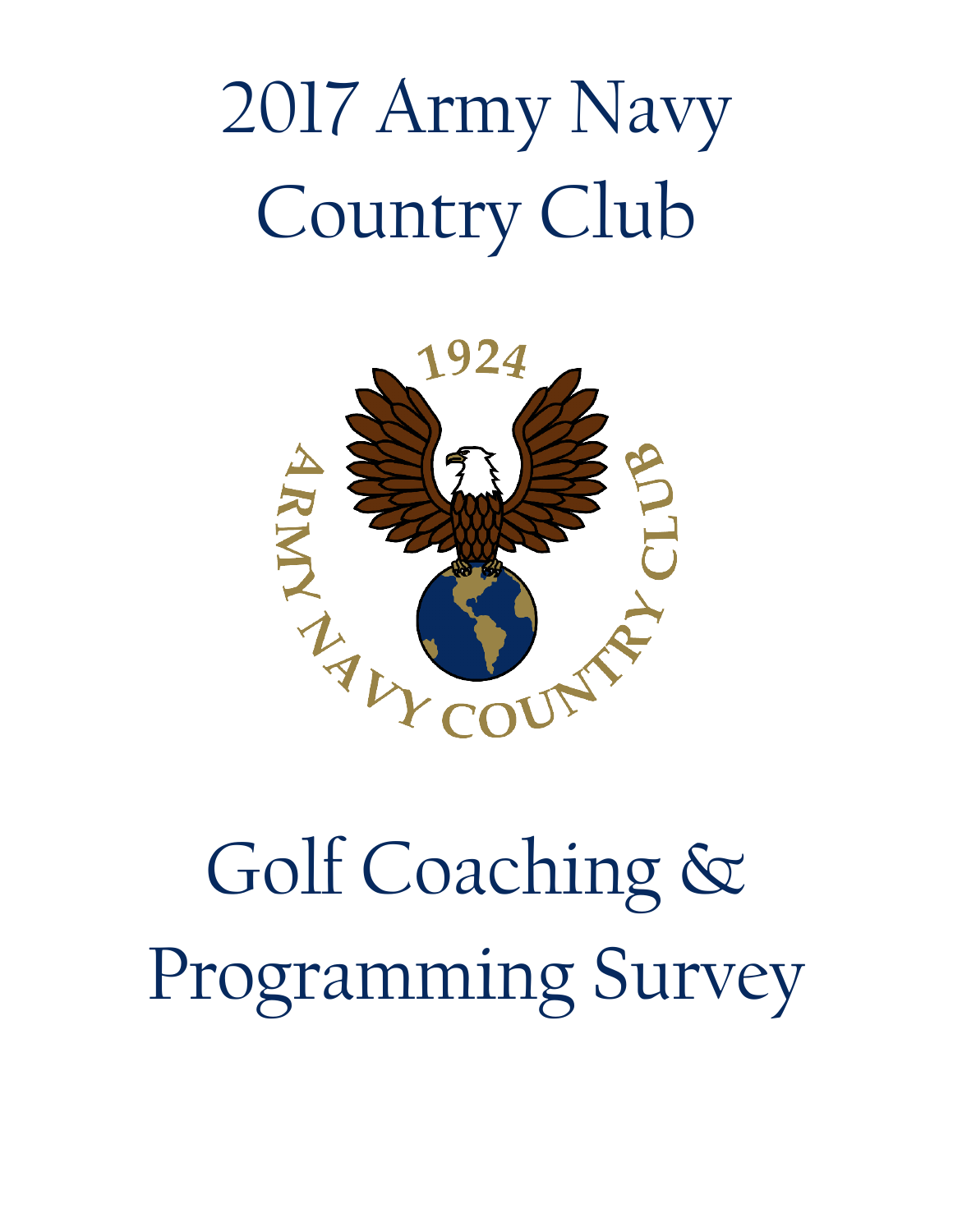# 2017 Army Navy Country Club

# Golf Coaching & Programming Survey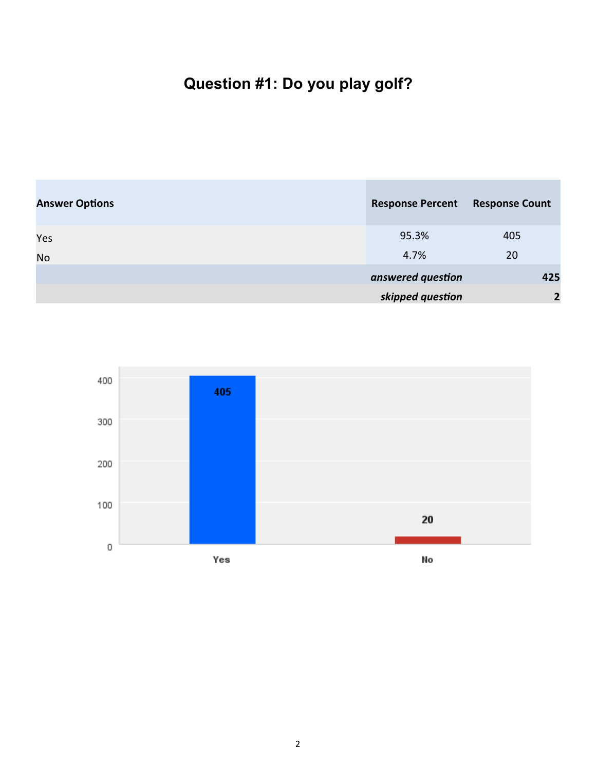# Question #1: Do you play golf?

| Answer Options | Response Percent | Response Count |
| --- | --- | --- |
| Yes | 95.3% | 405 |
| No | 4.7% | 20 |
| | *answered question* | **425** |
| | *skipped question* | **2** |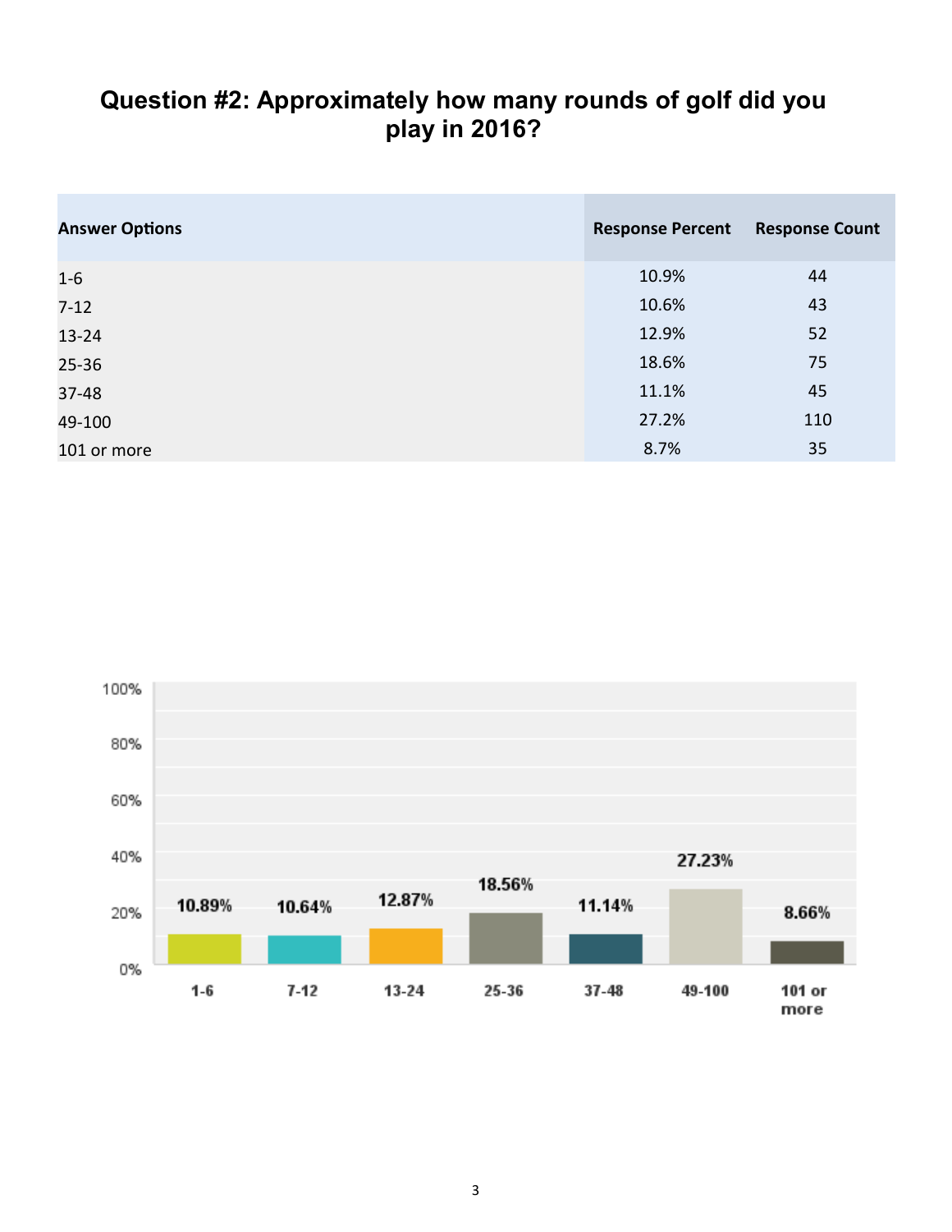# Question #2: Approximately how many rounds of golf did you play in 2016?

| Answer Options | Response Percent | Response Count |
|---|---|---|
| 1-6 | 10.9% | 44 |
| 7-12 | 10.6% | 43 |
| 13-24 | 12.9% | 52 |
| 25-36 | 18.6% | 75 |
| 37-48 | 11.1% | 45 |
| 49-100 | 27.2% | 110 |
| 101 or more | 8.7% | 35 |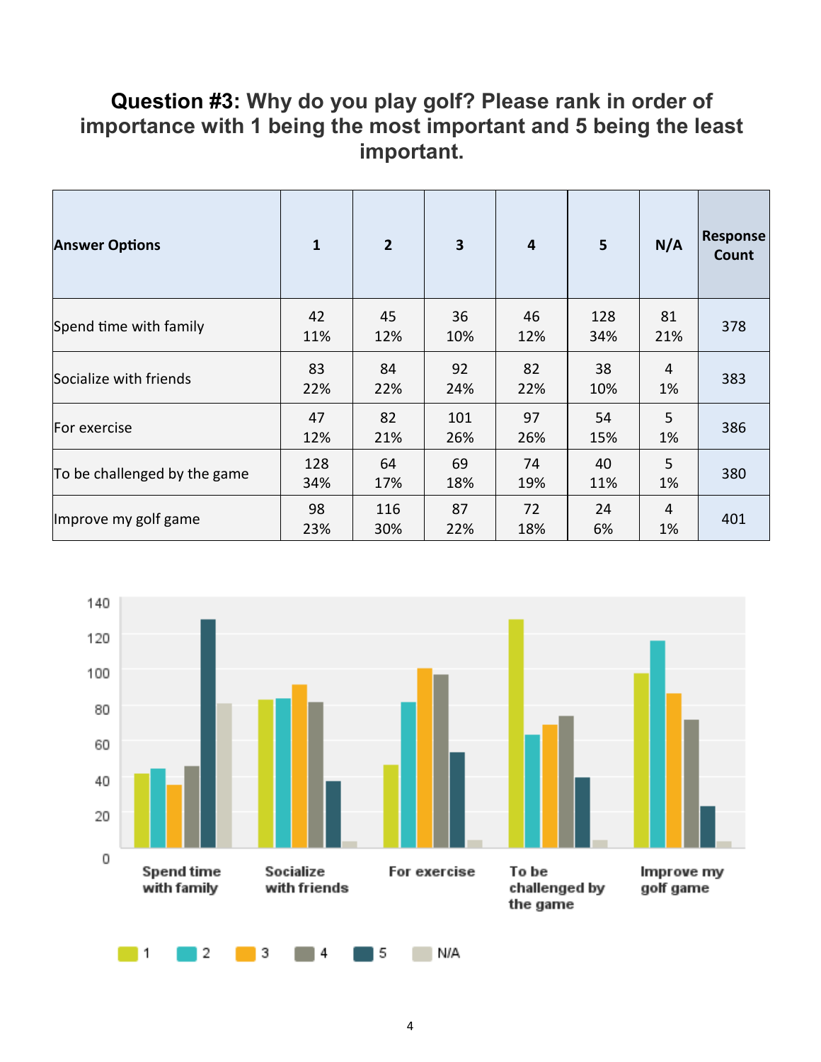**Question #3: Why do you play golf? Please rank in order of importance with 1 being the most important and 5 being the least important.**

| Answer Options | 1 | 2 | 3 | 4 | 5 | N/A | Response Count |
|---|---|---|---|---|---|---|---|
| Spend time with family | 42<br>11% | 45<br>12% | 36<br>10% | 46<br>12% | 128<br>34% | 81<br>21% | 378 |
| Socialize with friends | 83<br>22% | 84<br>22% | 92<br>24% | 82<br>22% | 38<br>10% | 4<br>1% | 383 |
| For exercise | 47<br>12% | 82<br>21% | 101<br>26% | 97<br>26% | 54<br>15% | 5<br>1% | 386 |
| To be challenged by the game | 128<br>34% | 64<br>17% | 69<br>18% | 74<br>19% | 40<br>11% | 5<br>1% | 380 |
| Improve my golf game | 98<br>23% | 116<br>30% | 87<br>22% | 72<br>18% | 24<br>6% | 4<br>1% | 401 |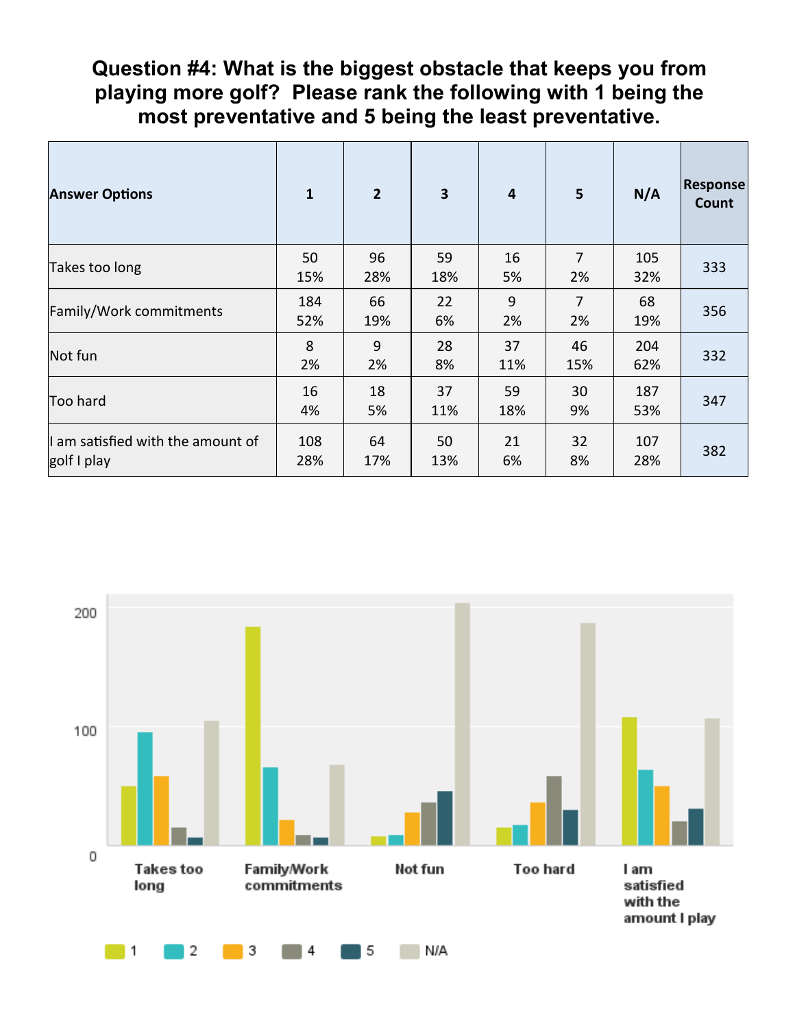# Question #4: What is the biggest obstacle that keeps you from playing more golf? Please rank the following with 1 being the most preventative and 5 being the least preventative.

| Answer Options | 1 | 2 | 3 | 4 | 5 | N/A | Response Count |
|---|---|---|---|---|---|---|---|
| Takes too long | 50<br>15% | 96<br>28% | 59<br>18% | 16<br>5% | 7<br>2% | 105<br>32% | 333 |
| Family/Work commitments | 184<br>52% | 66<br>19% | 22<br>6% | 9<br>2% | 7<br>2% | 68<br>19% | 356 |
| Not fun | 8<br>2% | 9<br>2% | 28<br>8% | 37<br>11% | 46<br>15% | 204<br>62% | 332 |
| Too hard | 16<br>4% | 18<br>5% | 37<br>11% | 59<br>18% | 30<br>9% | 187<br>53% | 347 |
| I am satisfied with the amount of golf I play | 108<br>28% | 64<br>17% | 50<br>13% | 21<br>6% | 32<br>8% | 107<br>28% | 382 |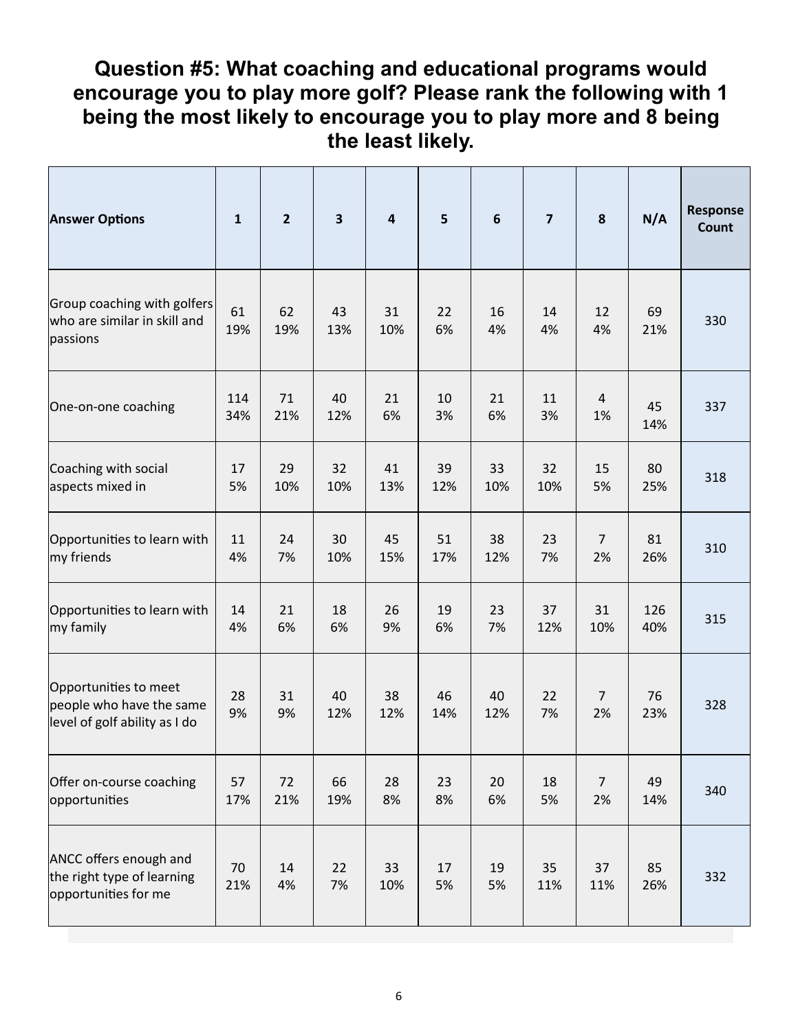## Question #5: What coaching and educational programs would encourage you to play more golf? Please rank the following with 1 being the most likely to encourage you to play more and 8 being the least likely.

| Answer Options | 1 | 2 | 3 | 4 | 5 | 6 | 7 | 8 | N/A | Response Count |
|---|---|---|---|---|---|---|---|---|---|---|
| Group coaching with golfers who are similar in skill and passions | 61<br>19% | 62<br>19% | 43<br>13% | 31<br>10% | 22<br>6% | 16<br>4% | 14<br>4% | 12<br>4% | 69<br>21% | 330 |
| One-on-one coaching | 114<br>34% | 71<br>21% | 40<br>12% | 21<br>6% | 10<br>3% | 21<br>6% | 11<br>3% | 4<br>1% | 45<br>14% | 337 |
| Coaching with social aspects mixed in | 17<br>5% | 29<br>10% | 32<br>10% | 41<br>13% | 39<br>12% | 33<br>10% | 32<br>10% | 15<br>5% | 80<br>25% | 318 |
| Opportunities to learn with my friends | 11<br>4% | 24<br>7% | 30<br>10% | 45<br>15% | 51<br>17% | 38<br>12% | 23<br>7% | 7<br>2% | 81<br>26% | 310 |
| Opportunities to learn with my family | 14<br>4% | 21<br>6% | 18<br>6% | 26<br>9% | 19<br>6% | 23<br>7% | 37<br>12% | 31<br>10% | 126<br>40% | 315 |
| Opportunities to meet people who have the same level of golf ability as I do | 28<br>9% | 31<br>9% | 40<br>12% | 38<br>12% | 46<br>14% | 40<br>12% | 22<br>7% | 7<br>2% | 76<br>23% | 328 |
| Offer on-course coaching opportunities | 57<br>17% | 72<br>21% | 66<br>19% | 28<br>8% | 23<br>8% | 20<br>6% | 18<br>5% | 7<br>2% | 49<br>14% | 340 |
| ANCC offers enough and the right type of learning opportunities for me | 70<br>21% | 14<br>4% | 22<br>7% | 33<br>10% | 17<br>5% | 19<br>5% | 35<br>11% | 37<br>11% | 85<br>26% | 332 |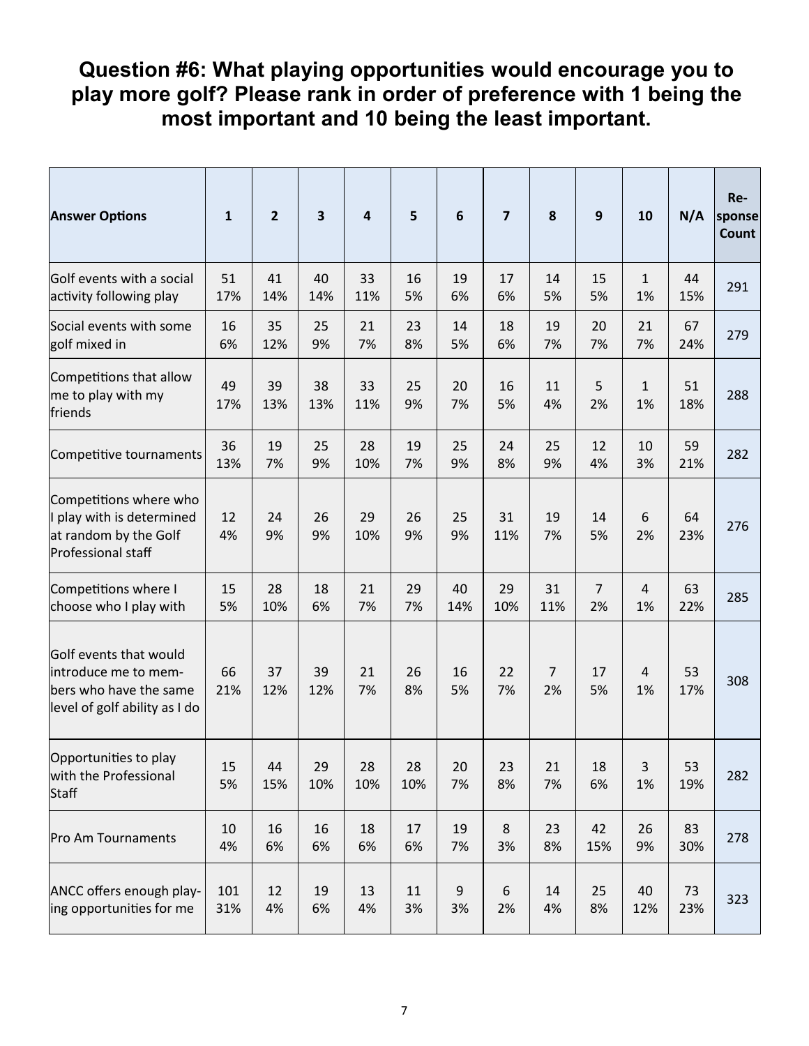## Question #6: What playing opportunities would encourage you to play more golf? Please rank in order of preference with 1 being the most important and 10 being the least important.

| Answer Options | 1 | 2 | 3 | 4 | 5 | 6 | 7 | 8 | 9 | 10 | N/A | Response Count |
|---|---|---|---|---|---|---|---|---|---|---|---|---|
| Golf events with a social activity following play | 51 17% | 41 14% | 40 14% | 33 11% | 16 5% | 19 6% | 17 6% | 14 5% | 15 5% | 1 1% | 44 15% | 291 |
| Social events with some golf mixed in | 16 6% | 35 12% | 25 9% | 21 7% | 23 8% | 14 5% | 18 6% | 19 7% | 20 7% | 21 7% | 67 24% | 279 |
| Competitions that allow me to play with my friends | 49 17% | 39 13% | 38 13% | 33 11% | 25 9% | 20 7% | 16 5% | 11 4% | 5 2% | 1 1% | 51 18% | 288 |
| Competitive tournaments | 36 13% | 19 7% | 25 9% | 28 10% | 19 7% | 25 9% | 24 8% | 25 9% | 12 4% | 10 3% | 59 21% | 282 |
| Competitions where who I play with is determined at random by the Golf Professional staff | 12 4% | 24 9% | 26 9% | 29 10% | 26 9% | 25 9% | 31 11% | 19 7% | 14 5% | 6 2% | 64 23% | 276 |
| Competitions where I choose who I play with | 15 5% | 28 10% | 18 6% | 21 7% | 29 7% | 40 14% | 29 10% | 31 11% | 7 2% | 4 1% | 63 22% | 285 |
| Golf events that would introduce me to members who have the same level of golf ability as I do | 66 21% | 37 12% | 39 12% | 21 7% | 26 8% | 16 5% | 22 7% | 7 2% | 17 5% | 4 1% | 53 17% | 308 |
| Opportunities to play with the Professional Staff | 15 5% | 44 15% | 29 10% | 28 10% | 28 10% | 20 7% | 23 8% | 21 7% | 18 6% | 3 1% | 53 19% | 282 |
| Pro Am Tournaments | 10 4% | 16 6% | 16 6% | 18 6% | 17 6% | 19 7% | 8 3% | 23 8% | 42 15% | 26 9% | 83 30% | 278 |
| ANCC offers enough playing opportunities for me | 101 31% | 12 4% | 19 6% | 13 4% | 11 3% | 9 3% | 6 2% | 14 4% | 25 8% | 40 12% | 73 23% | 323 |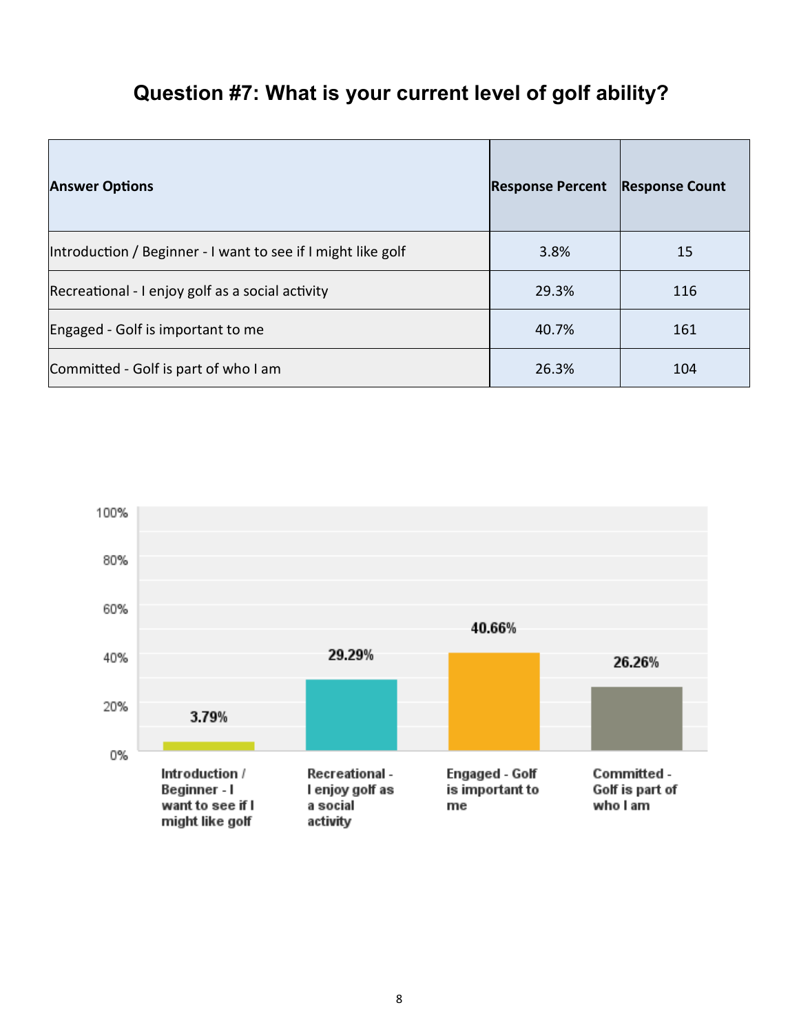# Question #7: What is your current level of golf ability?

| Answer Options | Response Percent | Response Count |
|---|---|---|
| Introduction / Beginner - I want to see if I might like golf | 3.8% | 15 |
| Recreational - I enjoy golf as a social activity | 29.3% | 116 |
| Engaged - Golf is important to me | 40.7% | 161 |
| Committed - Golf is part of who I am | 26.3% | 104 |

| Answer Options | Percent |
|---|---|
| Introduction / Beginner - I want to see if I might like golf | 3.79% |
| Recreational - I enjoy golf as a social activity | 29.29% |
| Engaged - Golf is important to me | 40.66% |
| Committed - Golf is part of who I am | 26.26% |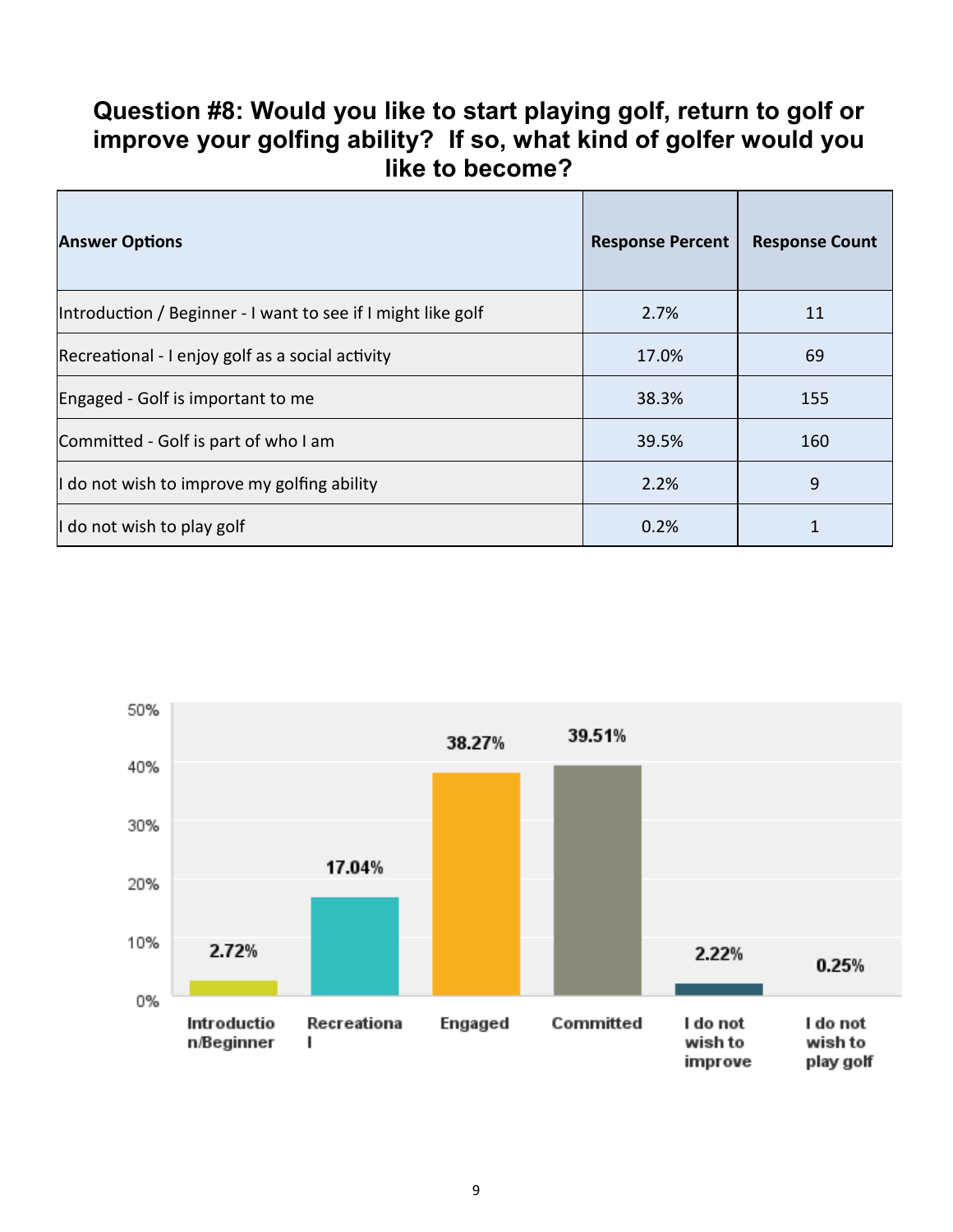## Question #8: Would you like to start playing golf, return to golf or improve your golfing ability? If so, what kind of golfer would you like to become?

| Answer Options | Response Percent | Response Count |
|---|---|---|
| Introduction / Beginner - I want to see if I might like golf | 2.7% | 11 |
| Recreational - I enjoy golf as a social activity | 17.0% | 69 |
| Engaged - Golf is important to me | 38.3% | 155 |
| Committed - Golf is part of who I am | 39.5% | 160 |
| I do not wish to improve my golfing ability | 2.2% | 9 |
| I do not wish to play golf | 0.2% | 1 |

| Category | Percent |
|---|---|
| Introduction/Beginner | 2.72% |
| Recreational | 17.04% |
| Engaged | 38.27% |
| Committed | 39.51% |
| I do not wish to improve | 2.22% |
| I do not wish to play golf | 0.25% |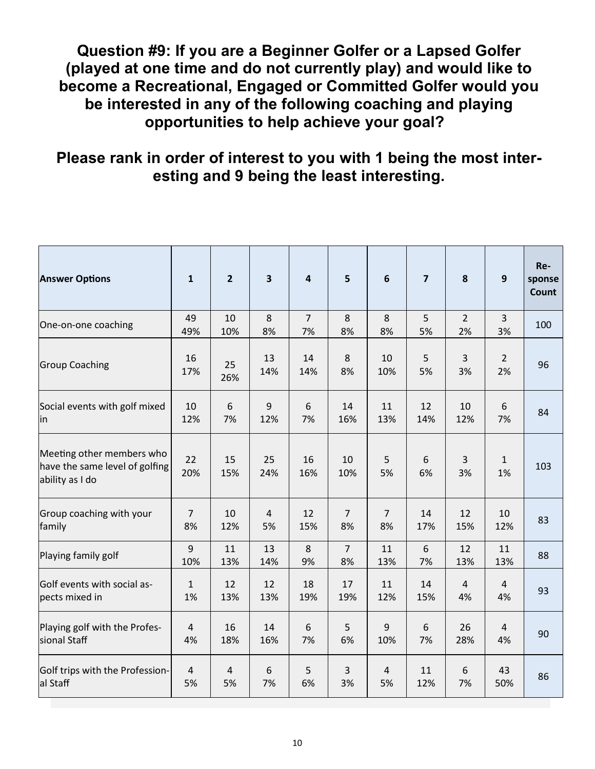**Question #9: If you are a Beginner Golfer or a Lapsed Golfer (played at one time and do not currently play) and would like to become a Recreational, Engaged or Committed Golfer would you be interested in any of the following coaching and playing opportunities to help achieve your goal?**

**Please rank in order of interest to you with 1 being the most interesting and 9 being the least interesting.**

| Answer Options | 1 | 2 | 3 | 4 | 5 | 6 | 7 | 8 | 9 | Response Count |
|---|---|---|---|---|---|---|---|---|---|---|
| One-on-one coaching | 49 49% | 10 10% | 8 8% | 7 7% | 8 8% | 8 8% | 5 5% | 2 2% | 3 3% | 100 |
| Group Coaching | 16 17% | 25 26% | 13 14% | 14 14% | 8 8% | 10 10% | 5 5% | 3 3% | 2 2% | 96 |
| Social events with golf mixed in | 10 12% | 6 7% | 9 12% | 6 7% | 14 16% | 11 13% | 12 14% | 10 12% | 6 7% | 84 |
| Meeting other members who have the same level of golfing ability as I do | 22 20% | 15 15% | 25 24% | 16 16% | 10 10% | 5 5% | 6 6% | 3 3% | 1 1% | 103 |
| Group coaching with your family | 7 8% | 10 12% | 4 5% | 12 15% | 7 8% | 7 8% | 14 17% | 12 15% | 10 12% | 83 |
| Playing family golf | 9 10% | 11 13% | 13 14% | 8 9% | 7 8% | 11 13% | 6 7% | 12 13% | 11 13% | 88 |
| Golf events with social aspects mixed in | 1 1% | 12 13% | 12 13% | 18 19% | 17 19% | 11 12% | 14 15% | 4 4% | 4 4% | 93 |
| Playing golf with the Professional Staff | 4 4% | 16 18% | 14 16% | 6 7% | 5 6% | 9 10% | 6 7% | 26 28% | 4 4% | 90 |
| Golf trips with the Professional Staff | 4 5% | 4 5% | 6 7% | 5 6% | 3 3% | 4 5% | 11 12% | 6 7% | 43 50% | 86 |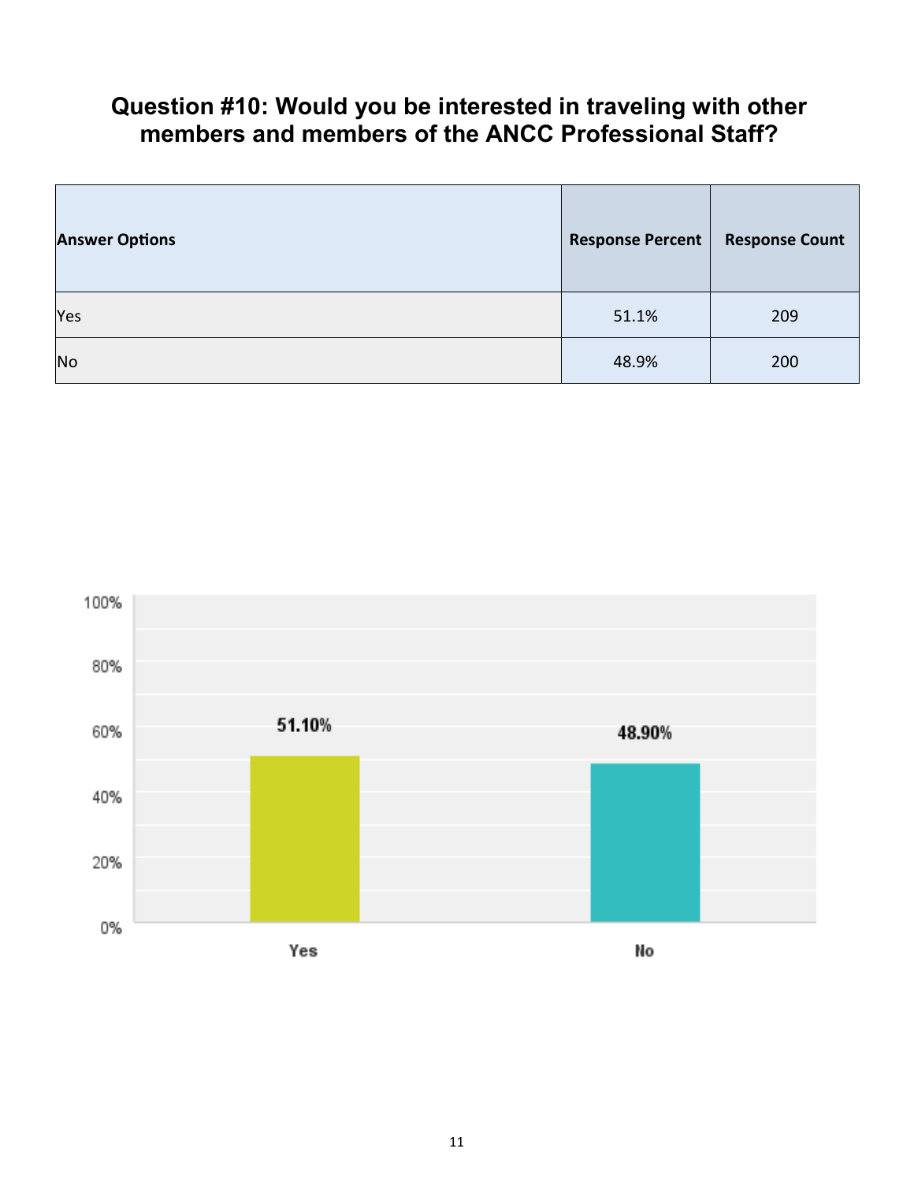## Question #10: Would you be interested in traveling with other members and members of the ANCC Professional Staff?

| Answer Options | Response Percent | Response Count |
|---|---|---|
| Yes | 51.1% | 209 |
| No | 48.9% | 200 |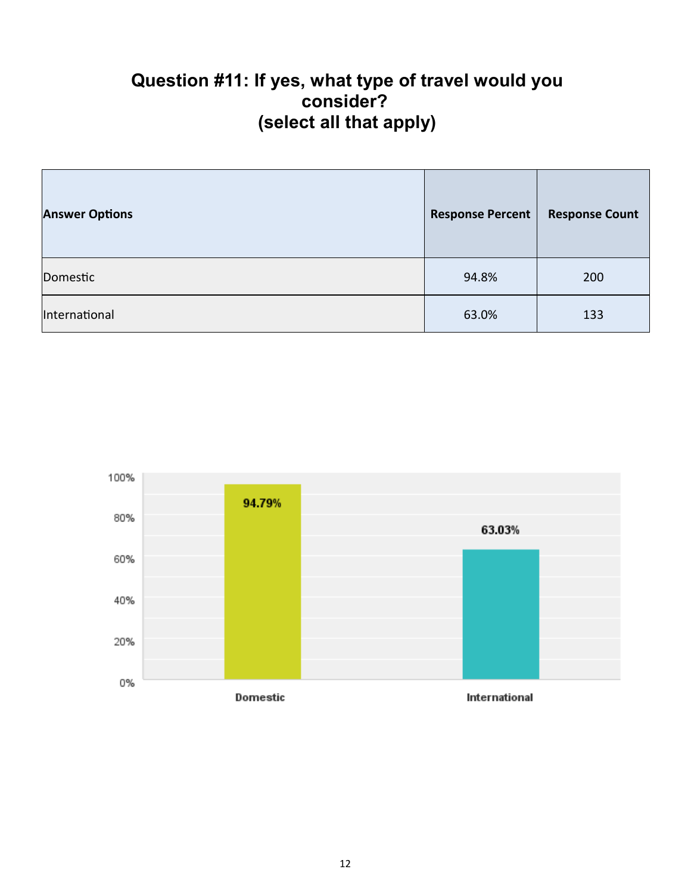# Question #11: If yes, what type of travel would you consider? (select all that apply)

| Answer Options | Response Percent | Response Count |
|---|---|---|
| Domestic | 94.8% | 200 |
| International | 63.0% | 133 |

| | Domestic | International |
|---|---|---|
| Response Percent | 94.79% | 63.03% |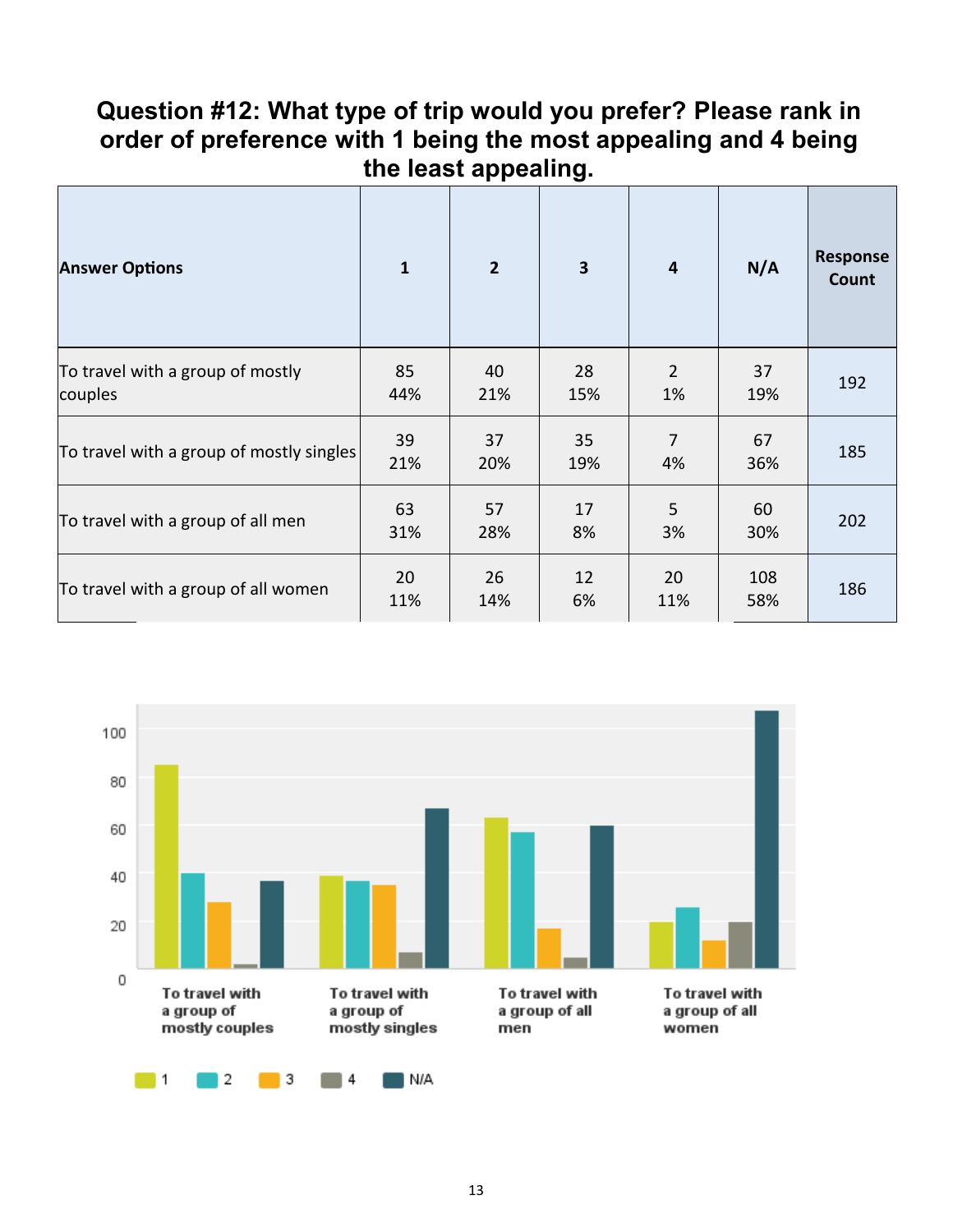## Question #12: What type of trip would you prefer? Please rank in order of preference with 1 being the most appealing and 4 being the least appealing.

| Answer Options | 1 | 2 | 3 | 4 | N/A | Response Count |
|---|---|---|---|---|---|---|
| To travel with a group of mostly couples | 85 44% | 40 21% | 28 15% | 2 1% | 37 19% | 192 |
| To travel with a group of mostly singles | 39 21% | 37 20% | 35 19% | 7 4% | 67 36% | 185 |
| To travel with a group of all men | 63 31% | 57 28% | 17 8% | 5 3% | 60 30% | 202 |
| To travel with a group of all women | 20 11% | 26 14% | 12 6% | 20 11% | 108 58% | 186 |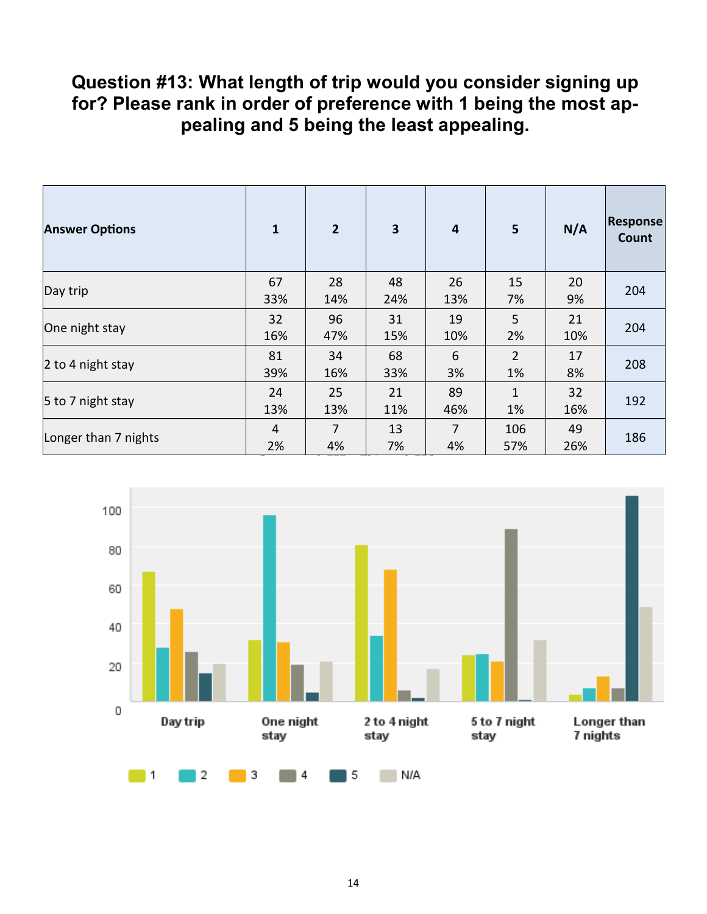## Question #13: What length of trip would you consider signing up for? Please rank in order of preference with 1 being the most appealing and 5 being the least appealing.

| Answer Options | 1 | 2 | 3 | 4 | 5 | N/A | Response Count |
|---|---|---|---|---|---|---|---|
| Day trip | 67 33% | 28 14% | 48 24% | 26 13% | 15 7% | 20 9% | 204 |
| One night stay | 32 16% | 96 47% | 31 15% | 19 10% | 5 2% | 21 10% | 204 |
| 2 to 4 night stay | 81 39% | 34 16% | 68 33% | 6 3% | 2 1% | 17 8% | 208 |
| 5 to 7 night stay | 24 13% | 25 13% | 21 11% | 89 46% | 1 1% | 32 16% | 192 |
| Longer than 7 nights | 4 2% | 7 4% | 13 7% | 7 4% | 106 57% | 49 26% | 186 |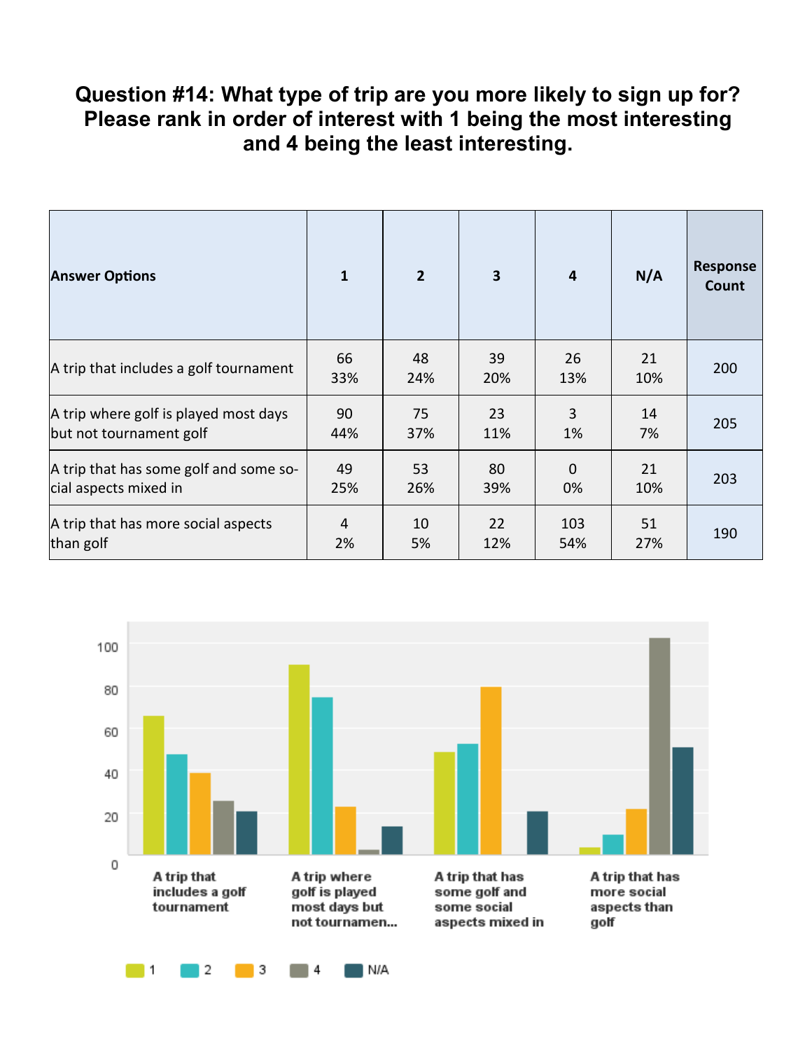# Question #14: What type of trip are you more likely to sign up for? Please rank in order of interest with 1 being the most interesting and 4 being the least interesting.

| Answer Options | 1 | 2 | 3 | 4 | N/A | Response Count |
|---|---|---|---|---|---|---|
| A trip that includes a golf tournament | 66<br>33% | 48<br>24% | 39<br>20% | 26<br>13% | 21<br>10% | 200 |
| A trip where golf is played most days but not tournament golf | 90<br>44% | 75<br>37% | 23<br>11% | 3<br>1% | 14<br>7% | 205 |
| A trip that has some golf and some social aspects mixed in | 49<br>25% | 53<br>26% | 80<br>39% | 0<br>0% | 21<br>10% | 203 |
| A trip that has more social aspects than golf | 4<br>2% | 10<br>5% | 22<br>12% | 103<br>54% | 51<br>27% | 190 |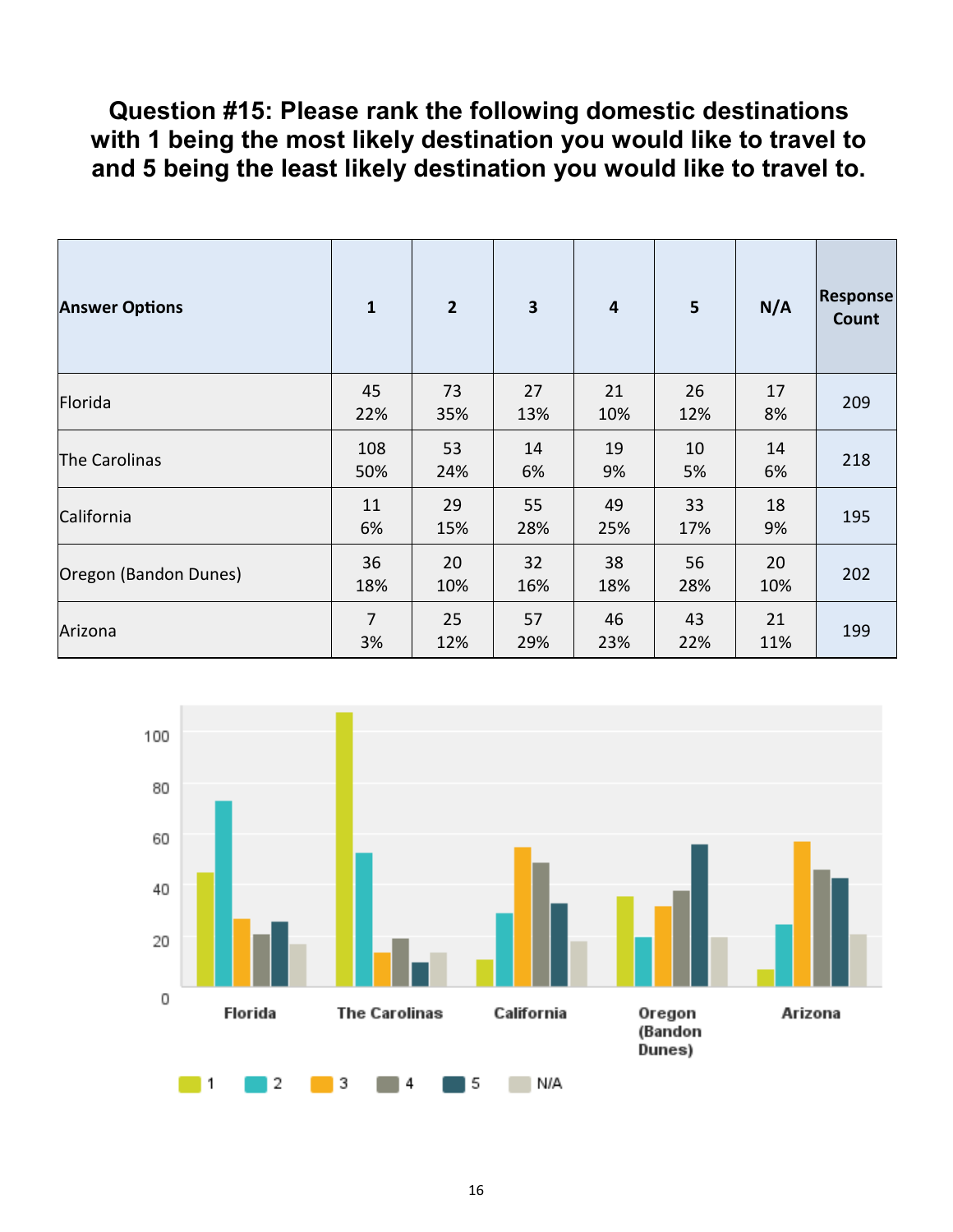# Question #15: Please rank the following domestic destinations with 1 being the most likely destination you would like to travel to and 5 being the least likely destination you would like to travel to.

| Answer Options | 1 | 2 | 3 | 4 | 5 | N/A | Response Count |
|---|---|---|---|---|---|---|---|
| Florida | 45<br>22% | 73<br>35% | 27<br>13% | 21<br>10% | 26<br>12% | 17<br>8% | 209 |
| The Carolinas | 108<br>50% | 53<br>24% | 14<br>6% | 19<br>9% | 10<br>5% | 14<br>6% | 218 |
| California | 11<br>6% | 29<br>15% | 55<br>28% | 49<br>25% | 33<br>17% | 18<br>9% | 195 |
| Oregon (Bandon Dunes) | 36<br>18% | 20<br>10% | 32<br>16% | 38<br>18% | 56<br>28% | 20<br>10% | 202 |
| Arizona | 7<br>3% | 25<br>12% | 57<br>29% | 46<br>23% | 43<br>22% | 21<br>11% | 199 |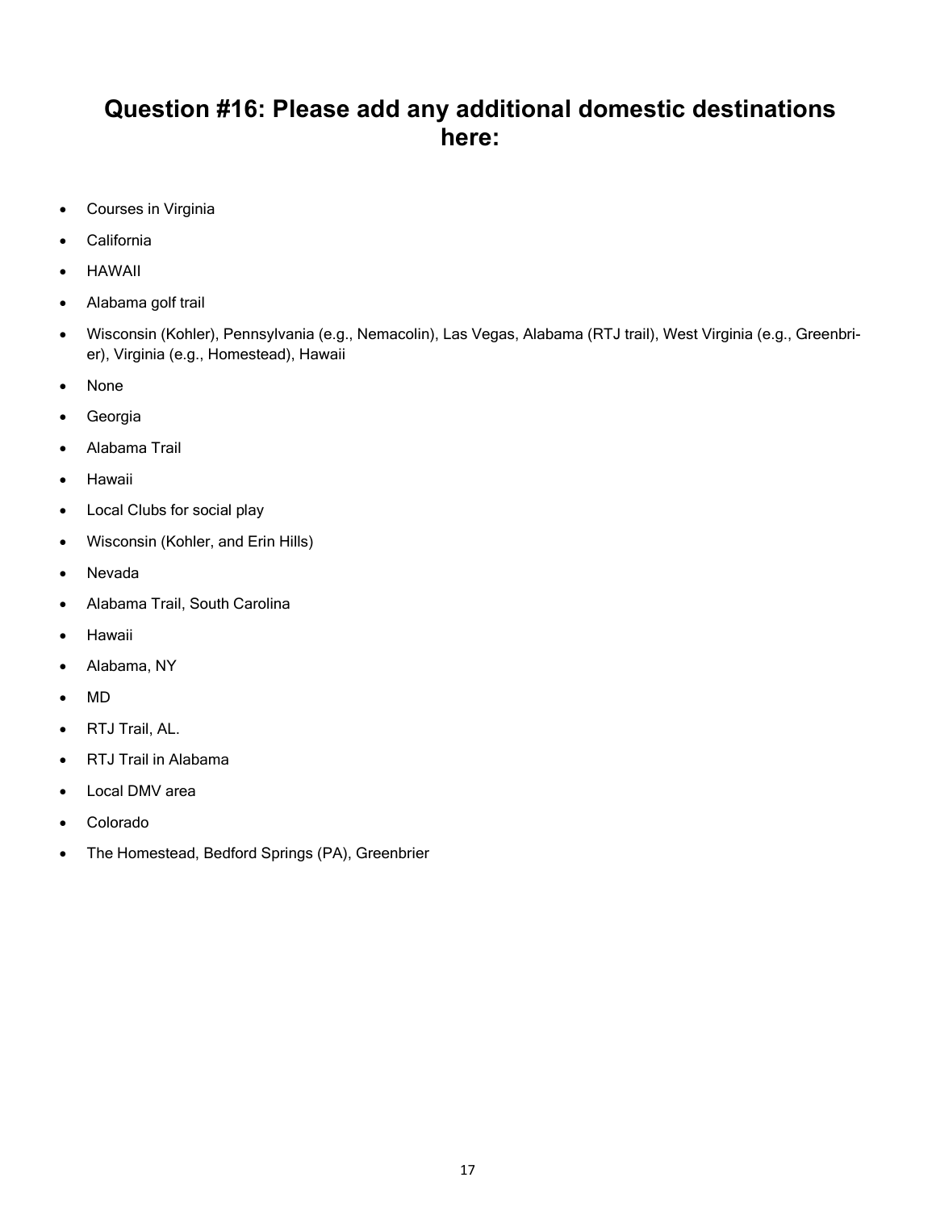## Question #16: Please add any additional domestic destinations here:

- Courses in Virginia
- California
- HAWAII
- Alabama golf trail
- Wisconsin (Kohler), Pennsylvania (e.g., Nemacolin), Las Vegas, Alabama (RTJ trail), West Virginia (e.g., Greenbrier), Virginia (e.g., Homestead), Hawaii
- None
- Georgia
- Alabama Trail
- Hawaii
- Local Clubs for social play
- Wisconsin (Kohler, and Erin Hills)
- Nevada
- Alabama Trail, South Carolina
- Hawaii
- Alabama, NY
- MD
- RTJ Trail, AL.
- RTJ Trail in Alabama
- Local DMV area
- Colorado
- The Homestead, Bedford Springs (PA), Greenbrier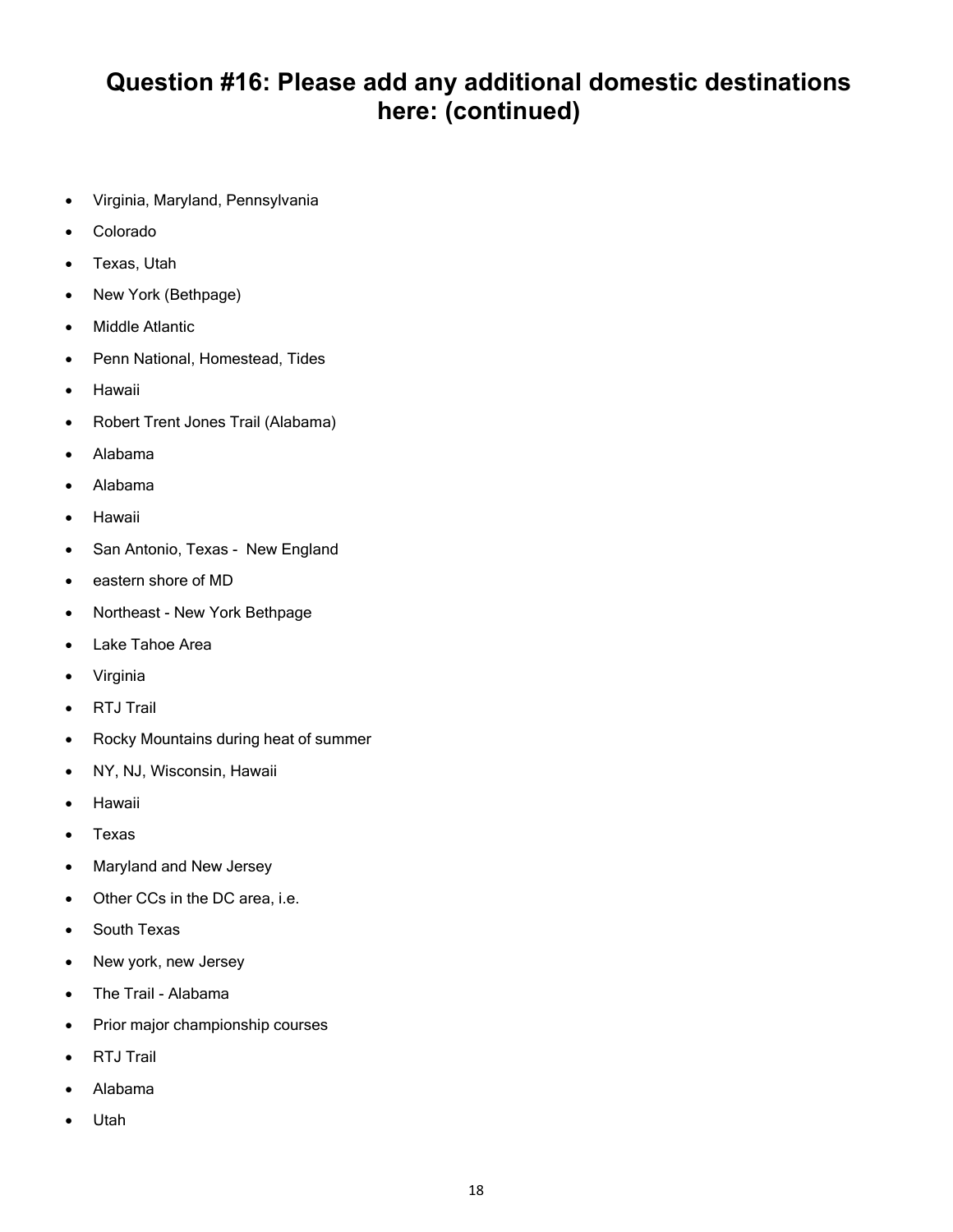## Question #16: Please add any additional domestic destinations here: (continued)

- Virginia, Maryland, Pennsylvania
- Colorado
- Texas, Utah
- New York (Bethpage)
- Middle Atlantic
- Penn National, Homestead, Tides
- Hawaii
- Robert Trent Jones Trail (Alabama)
- Alabama
- Alabama
- Hawaii
- San Antonio, Texas - New England
- eastern shore of MD
- Northeast - New York Bethpage
- Lake Tahoe Area
- Virginia
- RTJ Trail
- Rocky Mountains during heat of summer
- NY, NJ, Wisconsin, Hawaii
- Hawaii
- Texas
- Maryland and New Jersey
- Other CCs in the DC area, i.e.
- South Texas
- New york, new Jersey
- The Trail - Alabama
- Prior major championship courses
- RTJ Trail
- Alabama
- Utah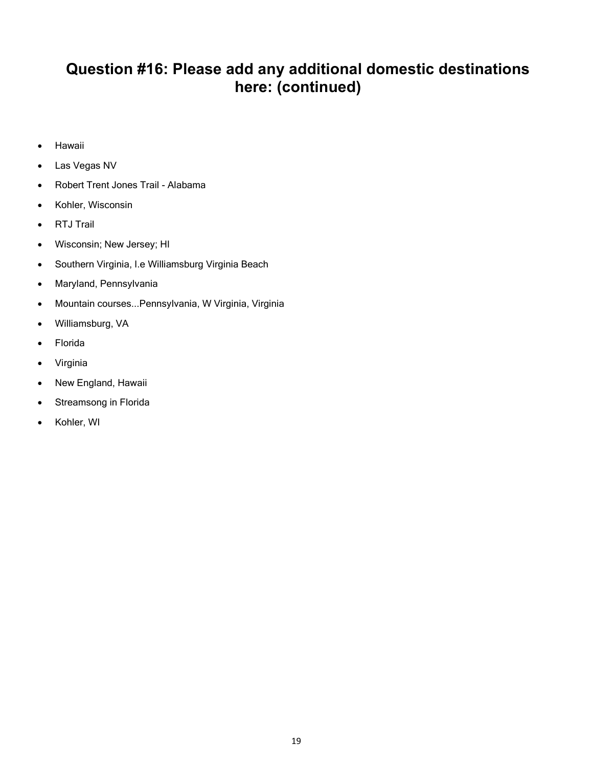# Question #16: Please add any additional domestic destinations here: (continued)

- Hawaii
- Las Vegas NV
- Robert Trent Jones Trail - Alabama
- Kohler, Wisconsin
- RTJ Trail
- Wisconsin; New Jersey; HI
- Southern Virginia, I.e Williamsburg Virginia Beach
- Maryland, Pennsylvania
- Mountain courses...Pennsylvania, W Virginia, Virginia
- Williamsburg, VA
- Florida
- Virginia
- New England, Hawaii
- Streamsong in Florida
- Kohler, WI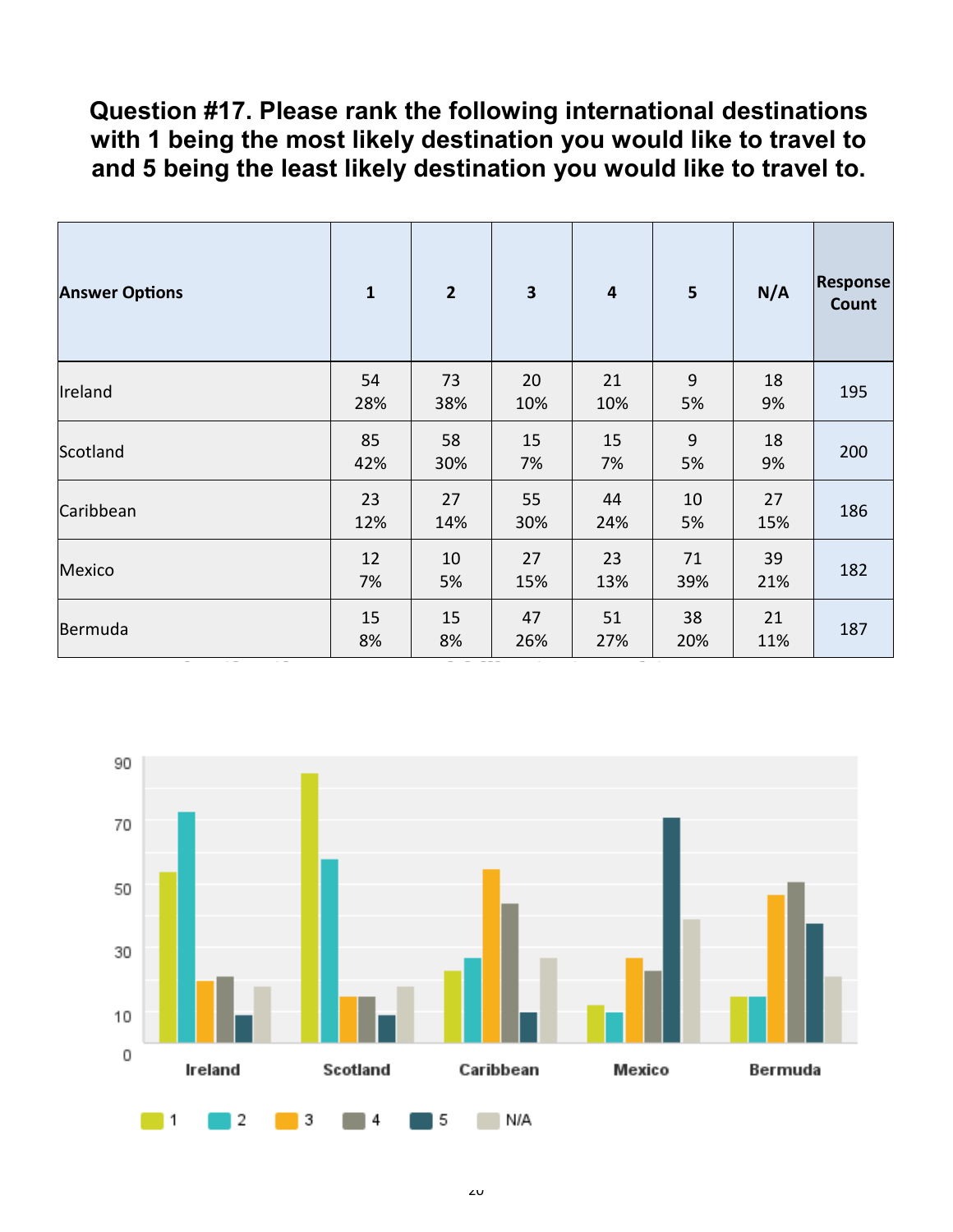**Question #17. Please rank the following international destinations with 1 being the most likely destination you would like to travel to and 5 being the least likely destination you would like to travel to.**

| Answer Options | 1 | 2 | 3 | 4 | 5 | N/A | Response Count |
|---|---|---|---|---|---|---|---|
| Ireland | 54 28% | 73 38% | 20 10% | 21 10% | 9 5% | 18 9% | 195 |
| Scotland | 85 42% | 58 30% | 15 7% | 15 7% | 9 5% | 18 9% | 200 |
| Caribbean | 23 12% | 27 14% | 55 30% | 44 24% | 10 5% | 27 15% | 186 |
| Mexico | 12 7% | 10 5% | 27 15% | 23 13% | 71 39% | 39 21% | 182 |
| Bermuda | 15 8% | 15 8% | 47 26% | 51 27% | 38 20% | 21 11% | 187 |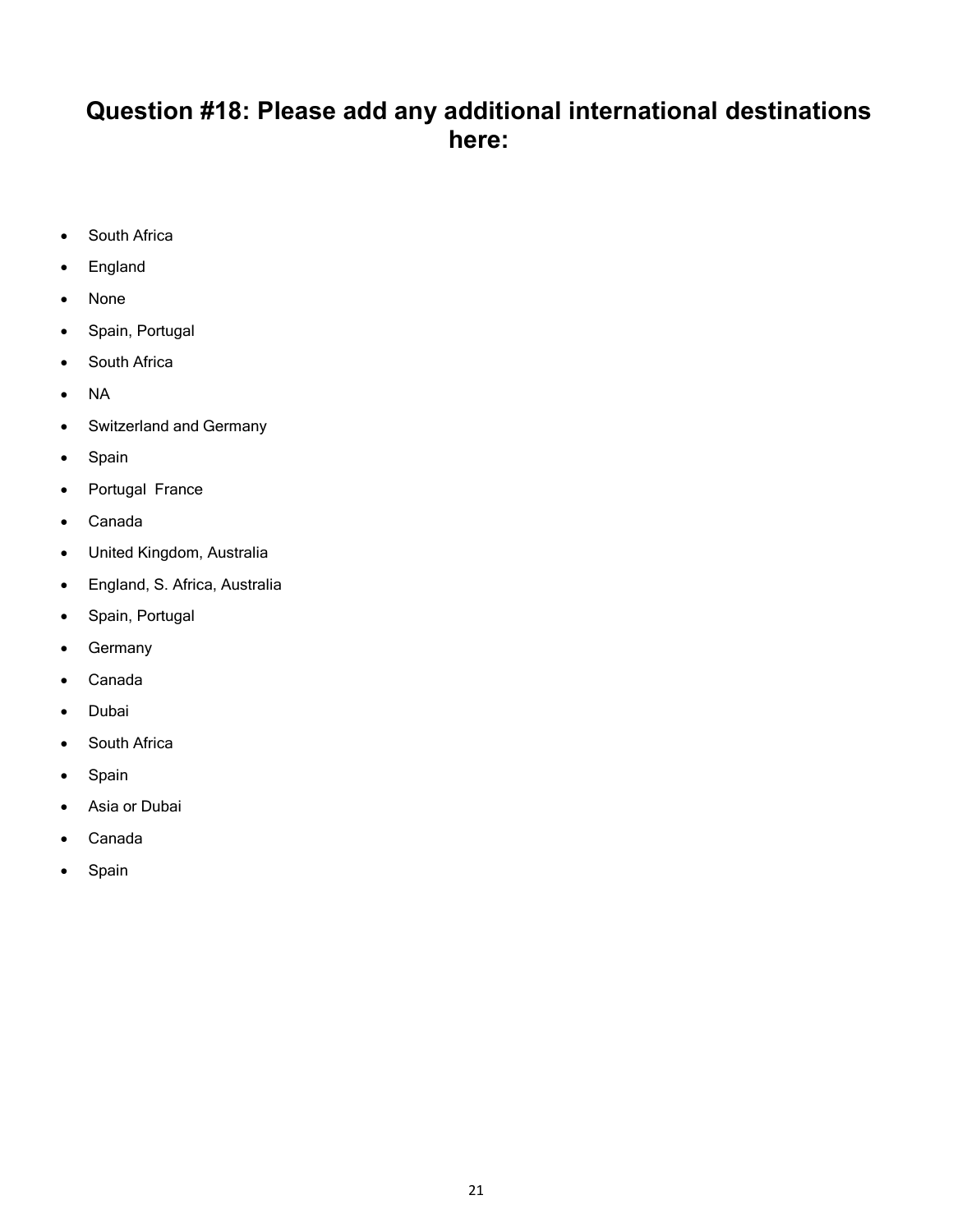# Question #18: Please add any additional international destinations here:

- South Africa
- England
- None
- Spain, Portugal
- South Africa
- NA
- Switzerland and Germany
- Spain
- Portugal  France
- Canada
- United Kingdom, Australia
- England, S. Africa, Australia
- Spain, Portugal
- Germany
- Canada
- Dubai
- South Africa
- Spain
- Asia or Dubai
- Canada
- Spain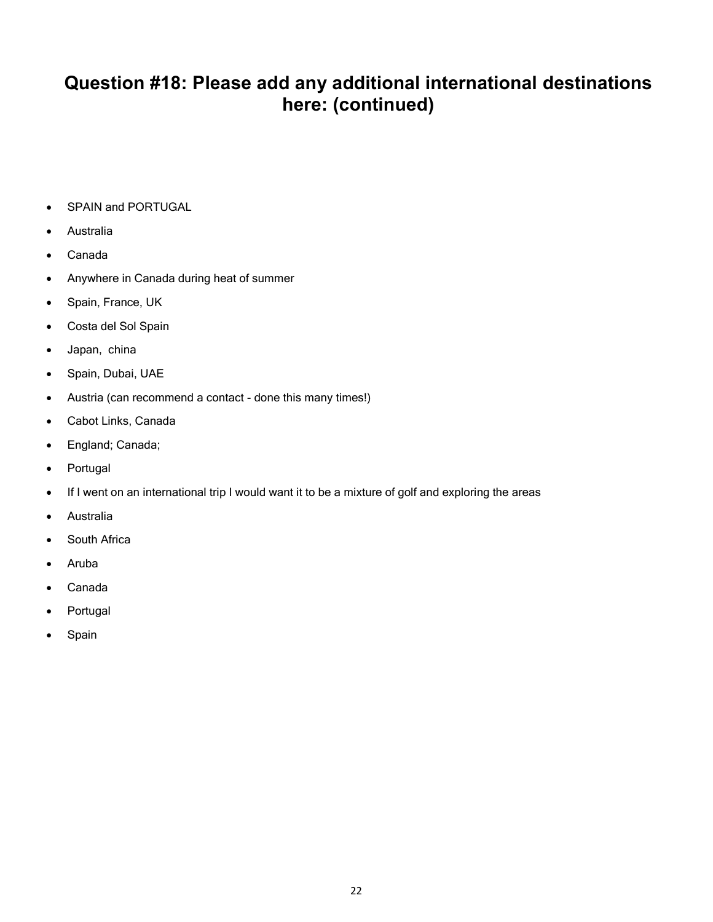# Question #18: Please add any additional international destinations here: (continued)

- SPAIN and PORTUGAL
- Australia
- Canada
- Anywhere in Canada during heat of summer
- Spain, France, UK
- Costa del Sol Spain
- Japan,  china
- Spain, Dubai, UAE
- Austria (can recommend a contact - done this many times!)
- Cabot Links, Canada
- England; Canada;
- Portugal
- If I went on an international trip I would want it to be a mixture of golf and exploring the areas
- Australia
- South Africa
- Aruba
- Canada
- Portugal
- Spain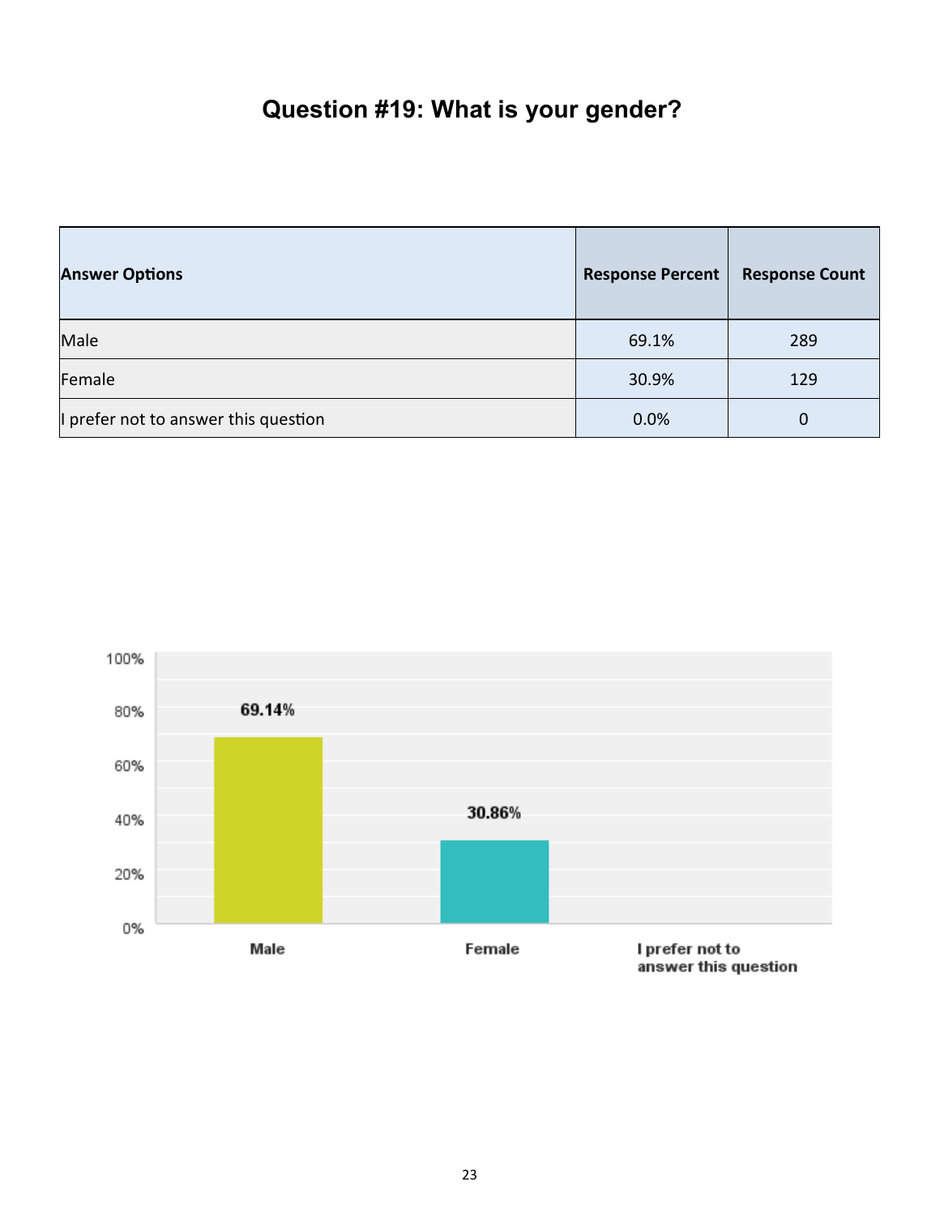# Question #19: What is your gender?

| Answer Options | Response Percent | Response Count |
|---|---|---|
| Male | 69.1% | 289 |
| Female | 30.9% | 129 |
| I prefer not to answer this question | 0.0% | 0 |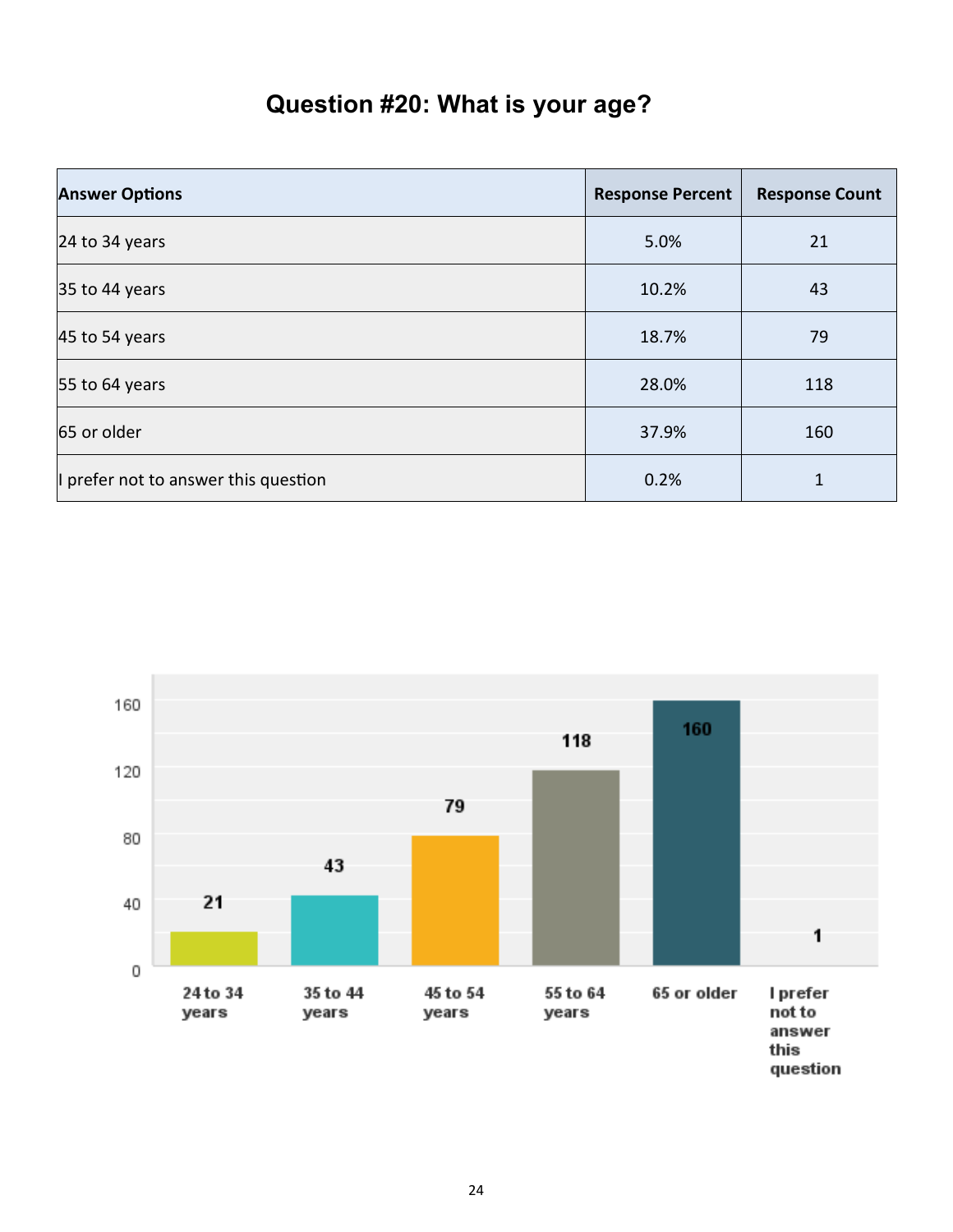# Question #20: What is your age?

| Answer Options | Response Percent | Response Count |
|---|---|---|
| 24 to 34 years | 5.0% | 21 |
| 35 to 44 years | 10.2% | 43 |
| 45 to 54 years | 18.7% | 79 |
| 55 to 64 years | 28.0% | 118 |
| 65 or older | 37.9% | 160 |
| I prefer not to answer this question | 0.2% | 1 |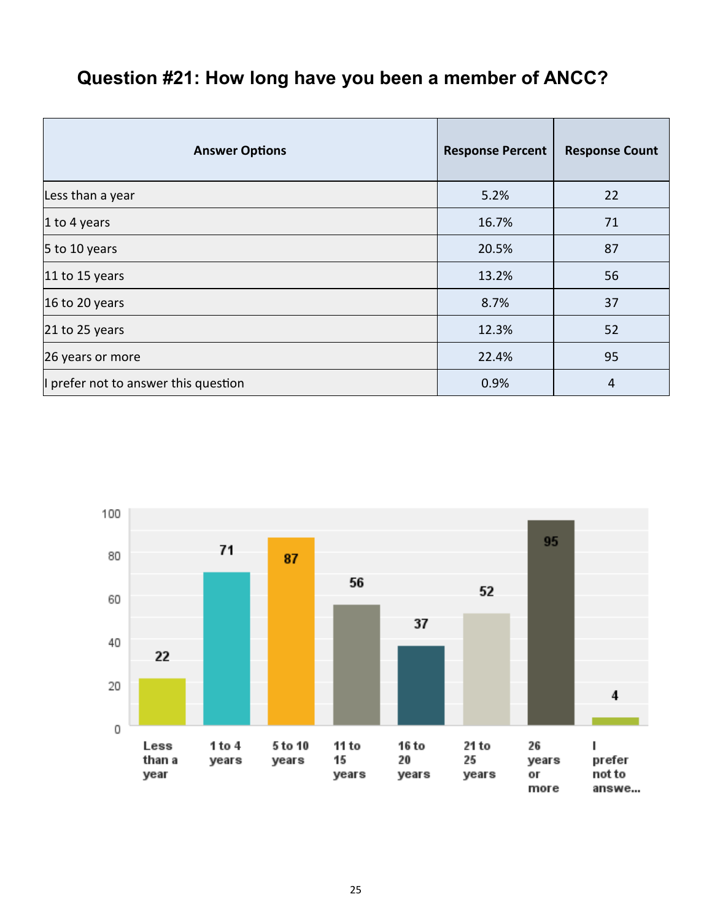## Question #21: How long have you been a member of ANCC?

| Answer Options | Response Percent | Response Count |
|---|---|---|
| Less than a year | 5.2% | 22 |
| 1 to 4 years | 16.7% | 71 |
| 5 to 10 years | 20.5% | 87 |
| 11 to 15 years | 13.2% | 56 |
| 16 to 20 years | 8.7% | 37 |
| 21 to 25 years | 12.3% | 52 |
| 26 years or more | 22.4% | 95 |
| I prefer not to answer this question | 0.9% | 4 |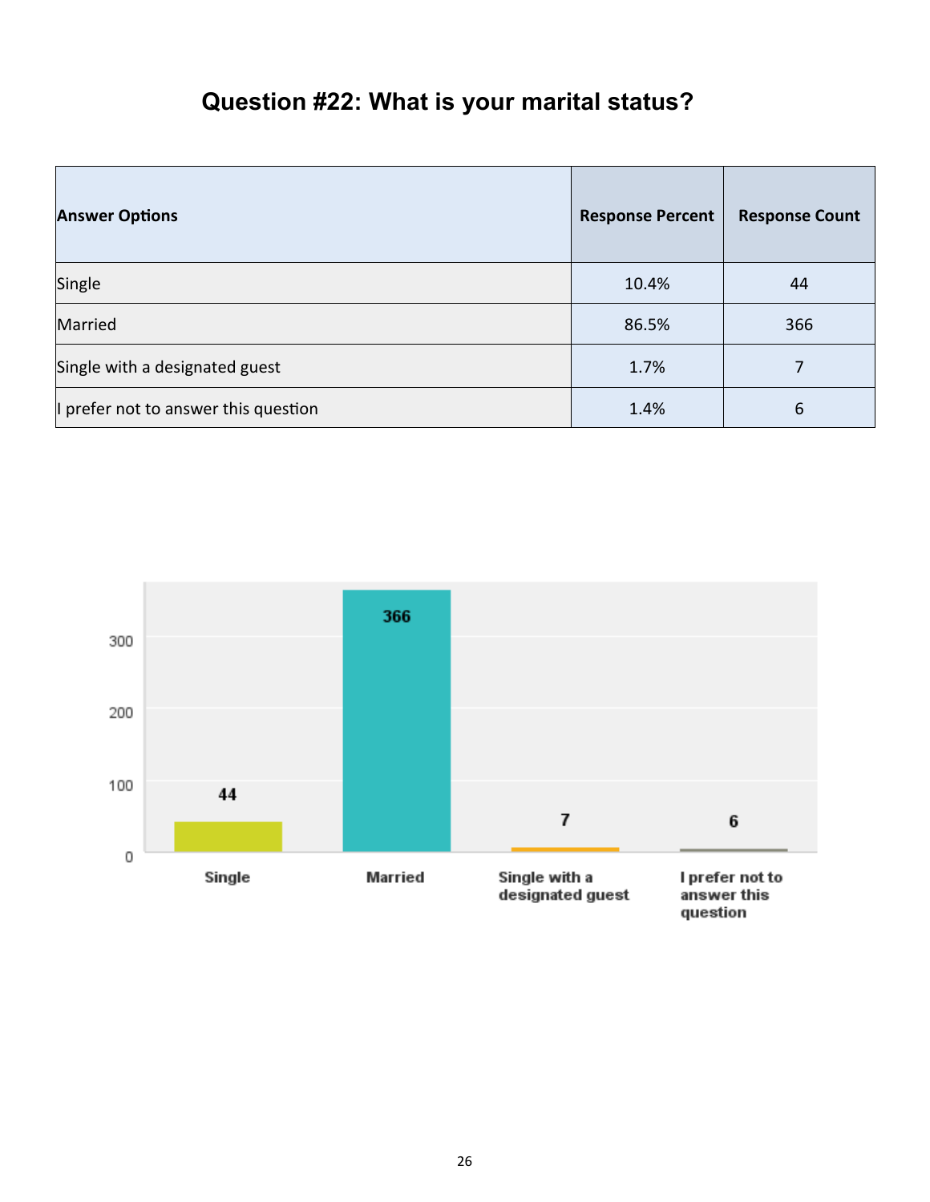# Question #22: What is your marital status?

| Answer Options | Response Percent | Response Count |
|---|---|---|
| Single | 10.4% | 44 |
| Married | 86.5% | 366 |
| Single with a designated guest | 1.7% | 7 |
| I prefer not to answer this question | 1.4% | 6 |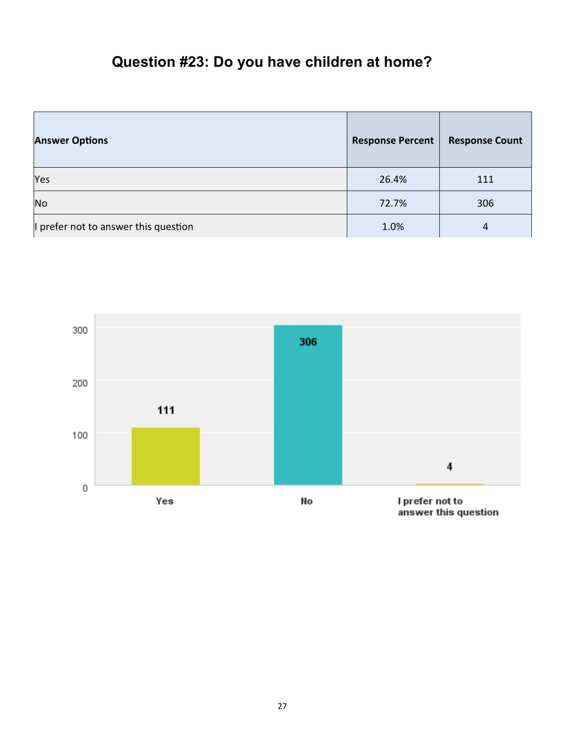## Question #23: Do you have children at home?

| Answer Options | Response Percent | Response Count |
|---|---|---|
| Yes | 26.4% | 111 |
| No | 72.7% | 306 |
| I prefer not to answer this question | 1.0% | 4 |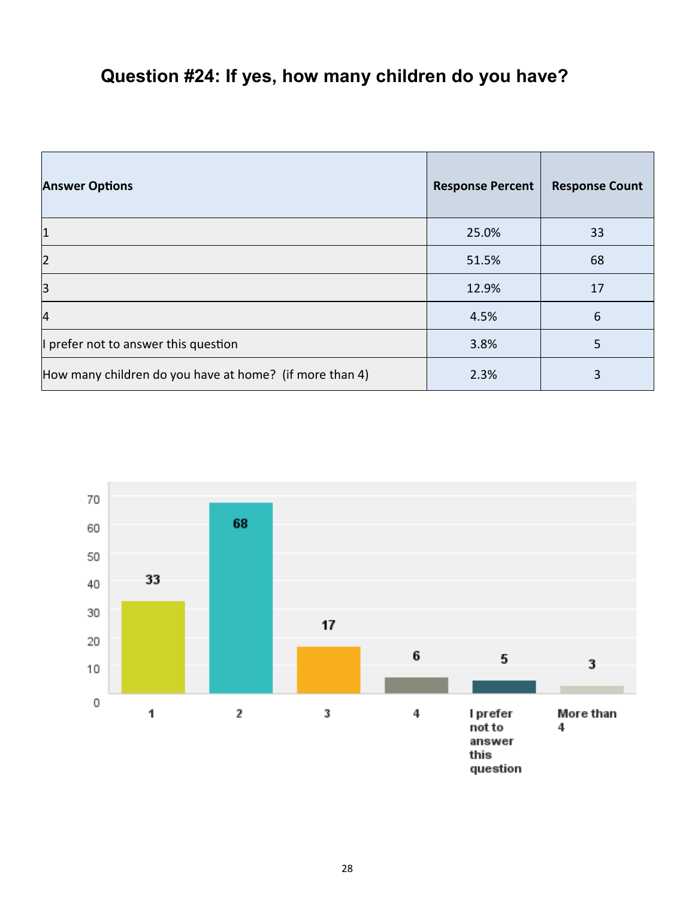# Question #24: If yes, how many children do you have?

| Answer Options | Response Percent | Response Count |
| --- | --- | --- |
| 1 | 25.0% | 33 |
| 2 | 51.5% | 68 |
| 3 | 12.9% | 17 |
| 4 | 4.5% | 6 |
| I prefer not to answer this question | 3.8% | 5 |
| How many children do you have at home? (if more than 4) | 2.3% | 3 |

| Answer | Count |
| --- | --- |
| 1 | 33 |
| 2 | 68 |
| 3 | 17 |
| 4 | 6 |
| I prefer not to answer this question | 5 |
| More than 4 | 3 |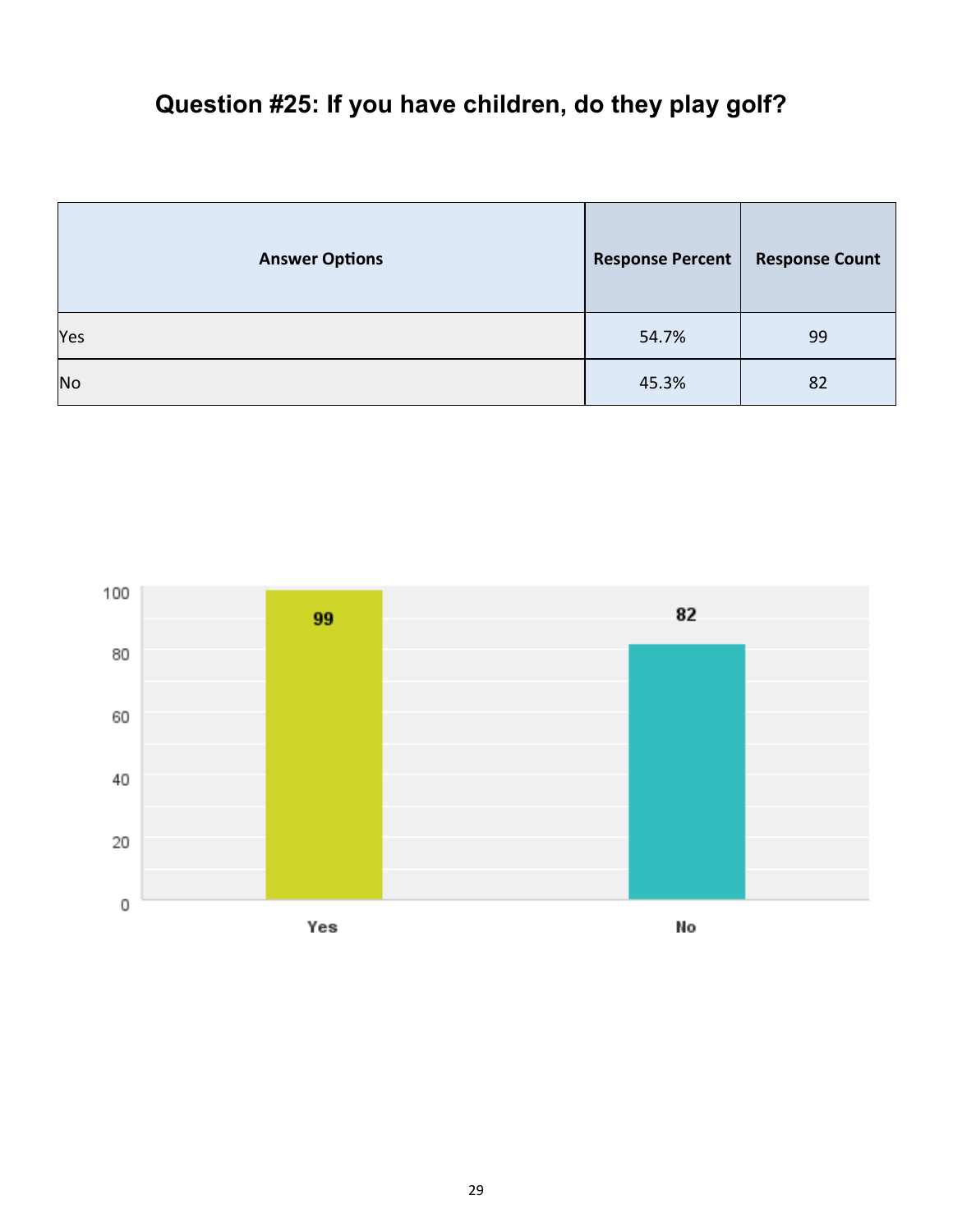# Question #25: If you have children, do they play golf?

| Answer Options | Response Percent | Response Count |
|---|---|---|
| Yes | 54.7% | 99 |
| No | 45.3% | 82 |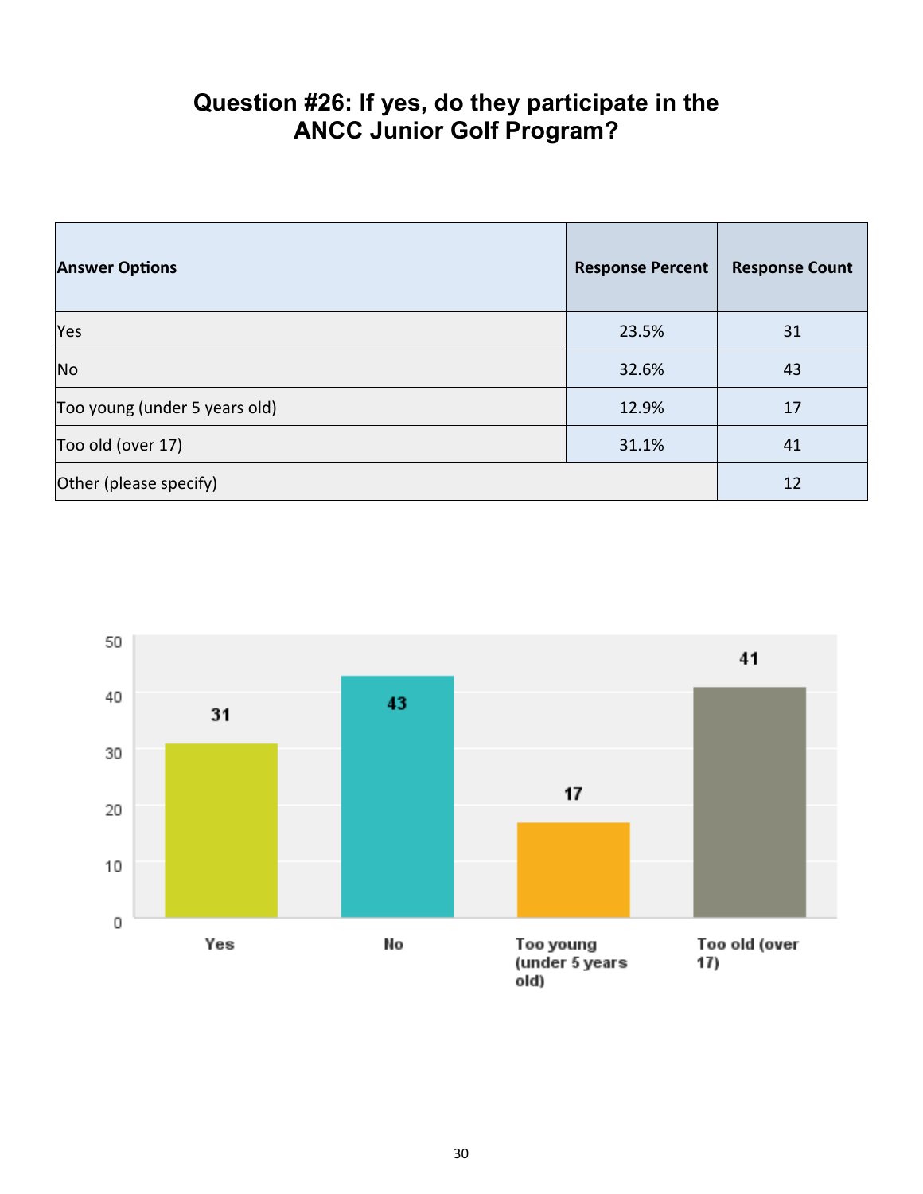# Question #26: If yes, do they participate in the ANCC Junior Golf Program?

| Answer Options | Response Percent | Response Count |
|---|---|---|
| Yes | 23.5% | 31 |
| No | 32.6% | 43 |
| Too young (under 5 years old) | 12.9% | 17 |
| Too old (over 17) | 31.1% | 41 |
| Other (please specify) | | 12 |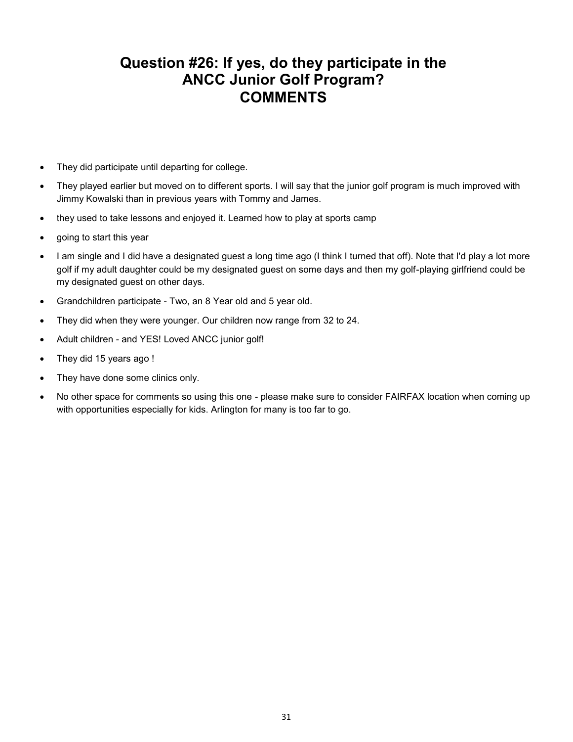# Question #26: If yes, do they participate in the ANCC Junior Golf Program? COMMENTS

- They did participate until departing for college.
- They played earlier but moved on to different sports. I will say that the junior golf program is much improved with Jimmy Kowalski than in previous years with Tommy and James.
- they used to take lessons and enjoyed it. Learned how to play at sports camp
- going to start this year
- I am single and I did have a designated guest a long time ago (I think I turned that off). Note that I'd play a lot more golf if my adult daughter could be my designated guest on some days and then my golf-playing girlfriend could be my designated guest on other days.
- Grandchildren participate - Two, an 8 Year old and 5 year old.
- They did when they were younger. Our children now range from 32 to 24.
- Adult children - and YES! Loved ANCC junior golf!
- They did 15 years ago !
- They have done some clinics only.
- No other space for comments so using this one - please make sure to consider FAIRFAX location when coming up with opportunities especially for kids. Arlington for many is too far to go.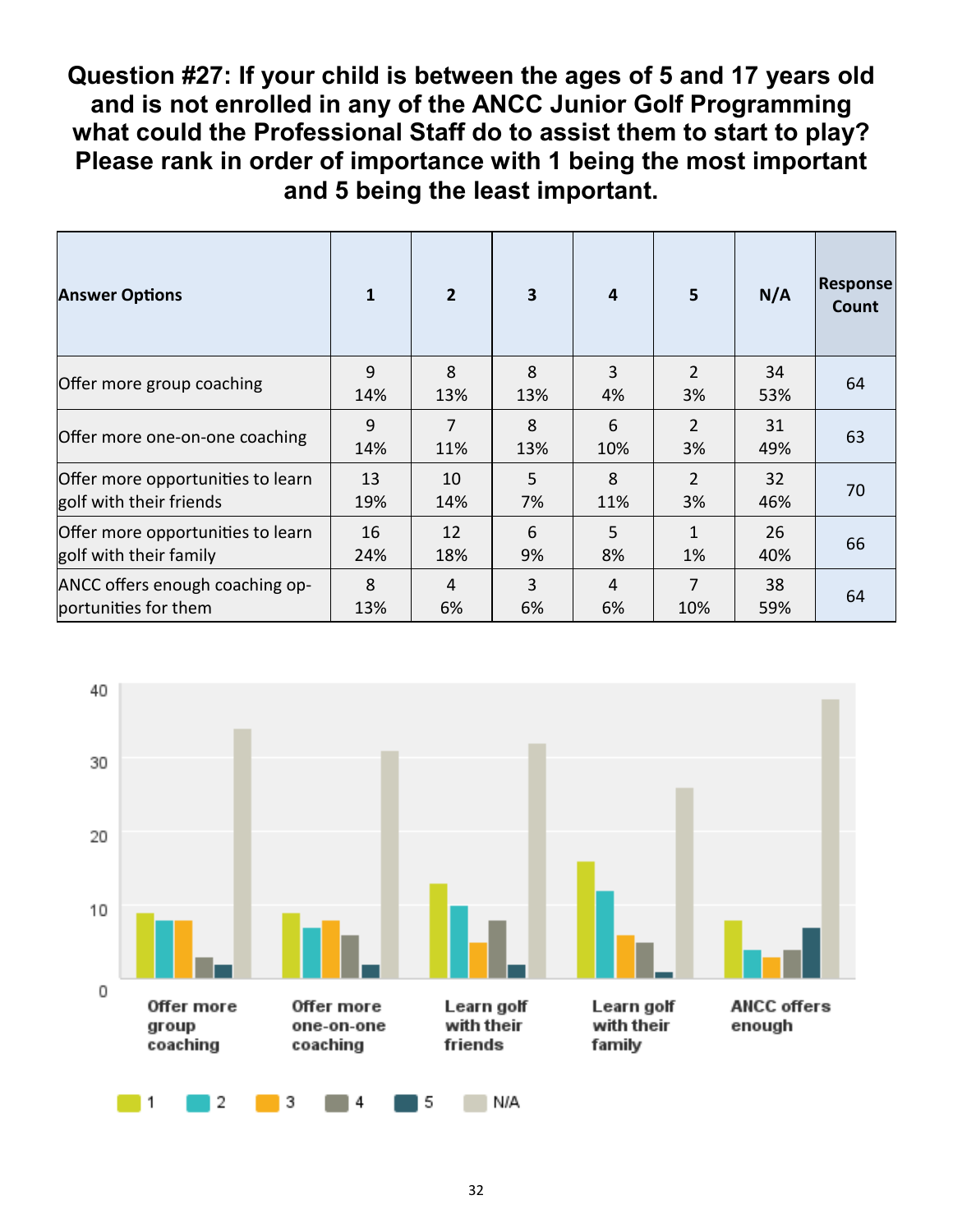## Question #27: If your child is between the ages of 5 and 17 years old and is not enrolled in any of the ANCC Junior Golf Programming what could the Professional Staff do to assist them to start to play? Please rank in order of importance with 1 being the most important and 5 being the least important.

| Answer Options | 1 | 2 | 3 | 4 | 5 | N/A | Response Count |
|---|---|---|---|---|---|---|---|
| Offer more group coaching | 9<br>14% | 8<br>13% | 8<br>13% | 3<br>4% | 2<br>3% | 34<br>53% | 64 |
| Offer more one-on-one coaching | 9<br>14% | 7<br>11% | 8<br>13% | 6<br>10% | 2<br>3% | 31<br>49% | 63 |
| Offer more opportunities to learn golf with their friends | 13<br>19% | 10<br>14% | 5<br>7% | 8<br>11% | 2<br>3% | 32<br>46% | 70 |
| Offer more opportunities to learn golf with their family | 16<br>24% | 12<br>18% | 6<br>9% | 5<br>8% | 1<br>1% | 26<br>40% | 66 |
| ANCC offers enough coaching opportunities for them | 8<br>13% | 4<br>6% | 3<br>6% | 4<br>6% | 7<br>10% | 38<br>59% | 64 |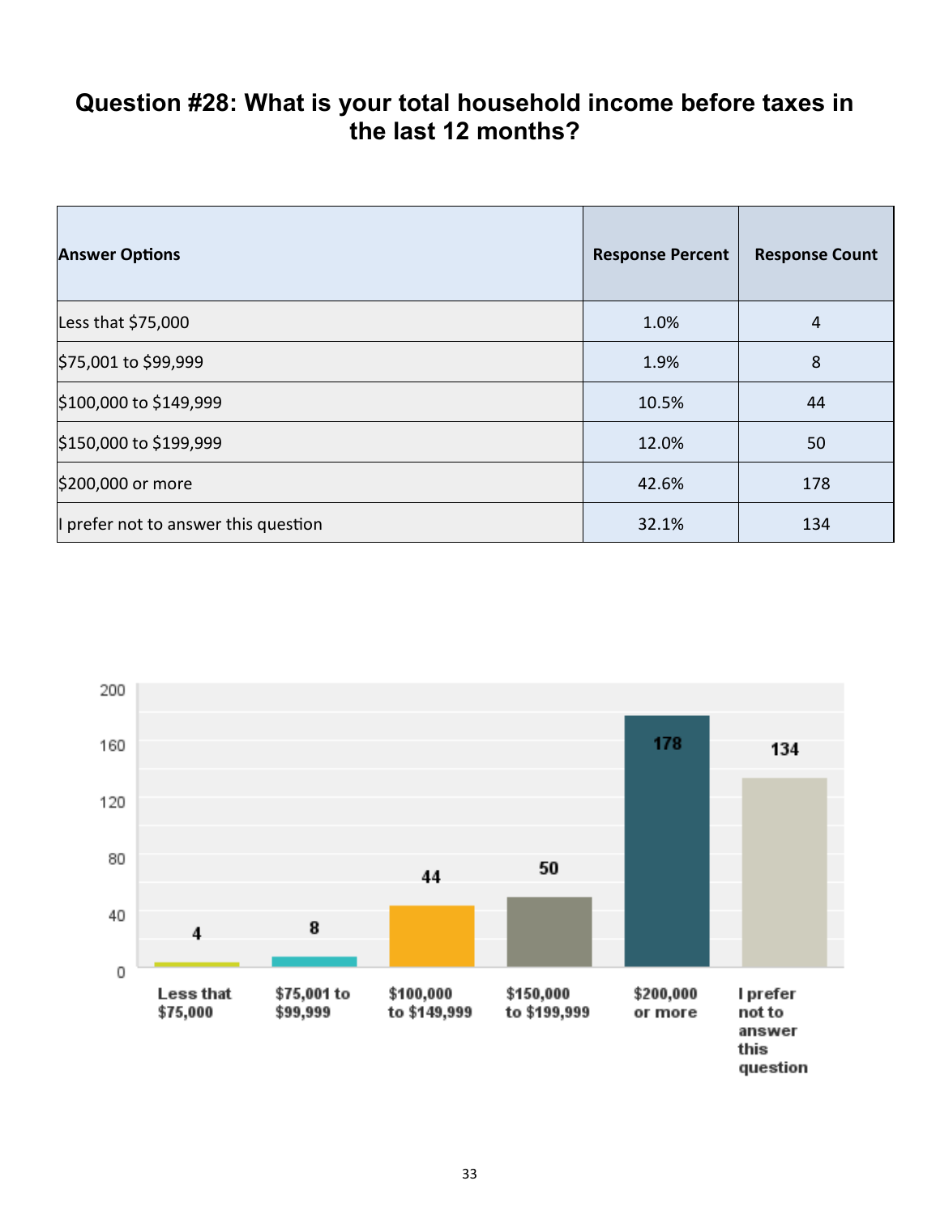## Question #28: What is your total household income before taxes in the last 12 months?

| Answer Options | Response Percent | Response Count |
|---|---|---|
| Less that $75,000 | 1.0% | 4 |
| $75,001 to $99,999 | 1.9% | 8 |
| $100,000 to $149,999 | 10.5% | 44 |
| $150,000 to $199,999 | 12.0% | 50 |
| $200,000 or more | 42.6% | 178 |
| I prefer not to answer this question | 32.1% | 134 |

200
160
120
80
40
0

4
8
44
50
178
134

Less that $75,000
$75,001 to $99,999
$100,000 to $149,999
$150,000 to $199,999
$200,000 or more
I prefer not to answer this question